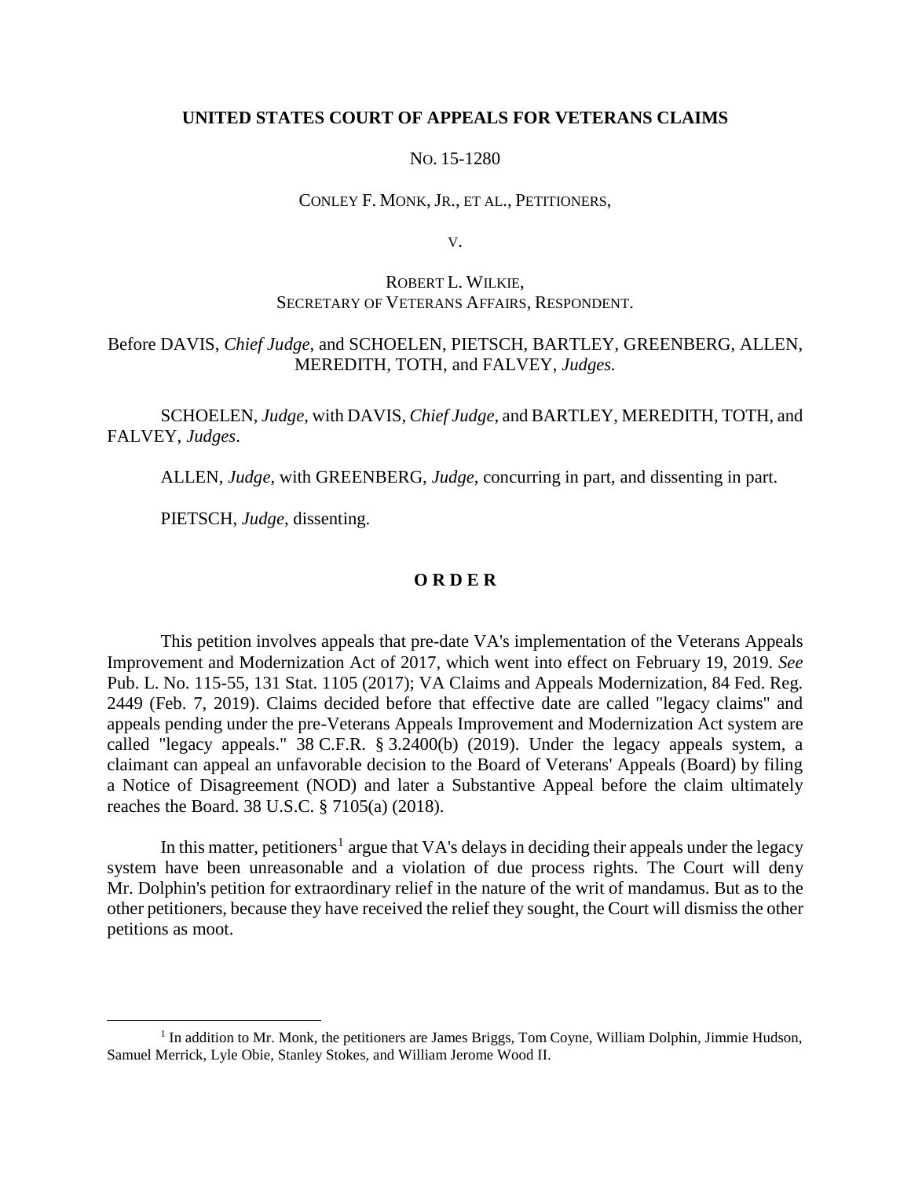**UNITED STATES COURT OF APPEALS FOR VETERANS CLAIMS**

NO. 15-1280

CONLEY F. MONK, JR., ET AL., PETITIONERS,

V.

ROBERT L. WILKIE,
SECRETARY OF VETERANS AFFAIRS, RESPONDENT.

Before DAVIS, *Chief Judge*, and SCHOELEN, PIETSCH, BARTLEY, GREENBERG, ALLEN, MEREDITH, TOTH, and FALVEY, *Judges.*

SCHOELEN, *Judge*, with DAVIS, *Chief Judge*, and BARTLEY, MEREDITH, TOTH, and FALVEY, *Judges*.

ALLEN, *Judge*, with GREENBERG, *Judge*, concurring in part, and dissenting in part.

PIETSCH, *Judge*, dissenting.

**O R D E R**

This petition involves appeals that pre-date VA's implementation of the Veterans Appeals Improvement and Modernization Act of 2017, which went into effect on February 19, 2019. *See* Pub. L. No. 115-55, 131 Stat. 1105 (2017); VA Claims and Appeals Modernization, 84 Fed. Reg. 2449 (Feb. 7, 2019). Claims decided before that effective date are called "legacy claims" and appeals pending under the pre-Veterans Appeals Improvement and Modernization Act system are called "legacy appeals." 38 C.F.R. § 3.2400(b) (2019). Under the legacy appeals system, a claimant can appeal an unfavorable decision to the Board of Veterans' Appeals (Board) by filing a Notice of Disagreement (NOD) and later a Substantive Appeal before the claim ultimately reaches the Board. 38 U.S.C. § 7105(a) (2018).

In this matter, petitioners[1] argue that VA's delays in deciding their appeals under the legacy system have been unreasonable and a violation of due process rights. The Court will deny Mr. Dolphin's petition for extraordinary relief in the nature of the writ of mandamus. But as to the other petitioners, because they have received the relief they sought, the Court will dismiss the other petitions as moot.

[1] In addition to Mr. Monk, the petitioners are James Briggs, Tom Coyne, William Dolphin, Jimmie Hudson, Samuel Merrick, Lyle Obie, Stanley Stokes, and William Jerome Wood II.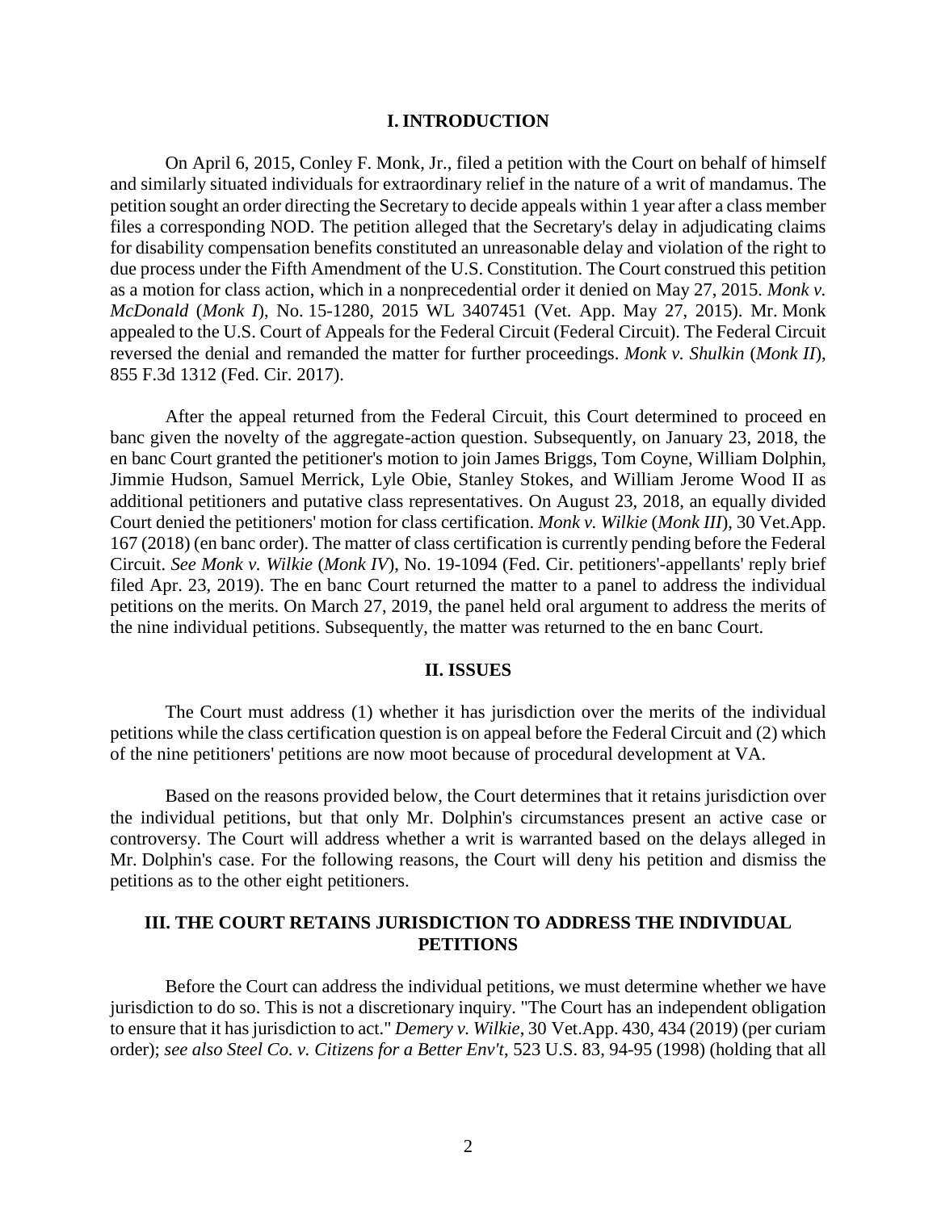## I. INTRODUCTION

On April 6, 2015, Conley F. Monk, Jr., filed a petition with the Court on behalf of himself and similarly situated individuals for extraordinary relief in the nature of a writ of mandamus. The petition sought an order directing the Secretary to decide appeals within 1 year after a class member files a corresponding NOD. The petition alleged that the Secretary's delay in adjudicating claims for disability compensation benefits constituted an unreasonable delay and violation of the right to due process under the Fifth Amendment of the U.S. Constitution. The Court construed this petition as a motion for class action, which in a nonprecedential order it denied on May 27, 2015. *Monk v. McDonald* (*Monk I*), No. 15-1280, 2015 WL 3407451 (Vet. App. May 27, 2015). Mr. Monk appealed to the U.S. Court of Appeals for the Federal Circuit (Federal Circuit). The Federal Circuit reversed the denial and remanded the matter for further proceedings. *Monk v. Shulkin* (*Monk II*), 855 F.3d 1312 (Fed. Cir. 2017).

After the appeal returned from the Federal Circuit, this Court determined to proceed en banc given the novelty of the aggregate-action question. Subsequently, on January 23, 2018, the en banc Court granted the petitioner's motion to join James Briggs, Tom Coyne, William Dolphin, Jimmie Hudson, Samuel Merrick, Lyle Obie, Stanley Stokes, and William Jerome Wood II as additional petitioners and putative class representatives. On August 23, 2018, an equally divided Court denied the petitioners' motion for class certification. *Monk v. Wilkie* (*Monk III*), 30 Vet.App. 167 (2018) (en banc order). The matter of class certification is currently pending before the Federal Circuit. *See Monk v. Wilkie* (*Monk IV*), No. 19-1094 (Fed. Cir. petitioners'-appellants' reply brief filed Apr. 23, 2019). The en banc Court returned the matter to a panel to address the individual petitions on the merits. On March 27, 2019, the panel held oral argument to address the merits of the nine individual petitions. Subsequently, the matter was returned to the en banc Court.

## II. ISSUES

The Court must address (1) whether it has jurisdiction over the merits of the individual petitions while the class certification question is on appeal before the Federal Circuit and (2) which of the nine petitioners' petitions are now moot because of procedural development at VA.

Based on the reasons provided below, the Court determines that it retains jurisdiction over the individual petitions, but that only Mr. Dolphin's circumstances present an active case or controversy. The Court will address whether a writ is warranted based on the delays alleged in Mr. Dolphin's case. For the following reasons, the Court will deny his petition and dismiss the petitions as to the other eight petitioners.

## III. THE COURT RETAINS JURISDICTION TO ADDRESS THE INDIVIDUAL PETITIONS

Before the Court can address the individual petitions, we must determine whether we have jurisdiction to do so. This is not a discretionary inquiry. "The Court has an independent obligation to ensure that it has jurisdiction to act." *Demery v. Wilkie*, 30 Vet.App. 430, 434 (2019) (per curiam order); *see also Steel Co. v. Citizens for a Better Env't*, 523 U.S. 83, 94-95 (1998) (holding that all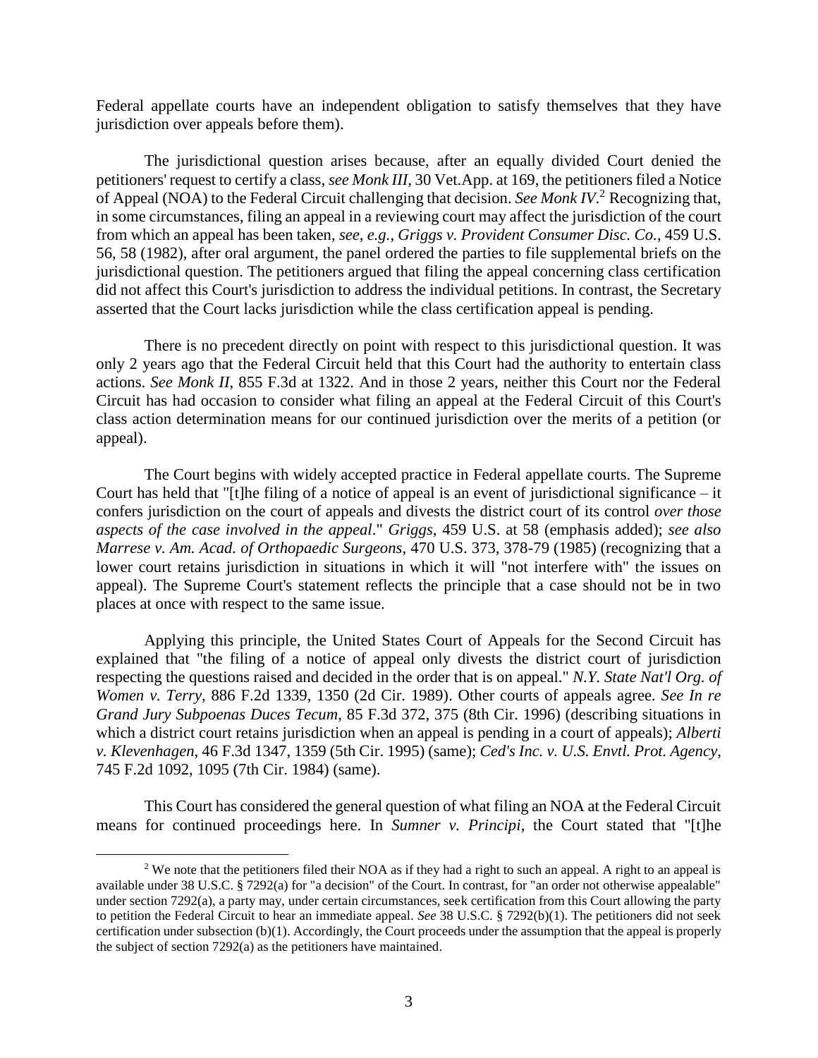Federal appellate courts have an independent obligation to satisfy themselves that they have jurisdiction over appeals before them).

The jurisdictional question arises because, after an equally divided Court denied the petitioners' request to certify a class, *see Monk III*, 30 Vet.App. at 169, the petitioners filed a Notice of Appeal (NOA) to the Federal Circuit challenging that decision. *See Monk IV*.[2] Recognizing that, in some circumstances, filing an appeal in a reviewing court may affect the jurisdiction of the court from which an appeal has been taken, *see, e.g.*, *Griggs v. Provident Consumer Disc. Co.*, 459 U.S. 56, 58 (1982), after oral argument, the panel ordered the parties to file supplemental briefs on the jurisdictional question. The petitioners argued that filing the appeal concerning class certification did not affect this Court's jurisdiction to address the individual petitions. In contrast, the Secretary asserted that the Court lacks jurisdiction while the class certification appeal is pending.

There is no precedent directly on point with respect to this jurisdictional question. It was only 2 years ago that the Federal Circuit held that this Court had the authority to entertain class actions. *See Monk II*, 855 F.3d at 1322. And in those 2 years, neither this Court nor the Federal Circuit has had occasion to consider what filing an appeal at the Federal Circuit of this Court's class action determination means for our continued jurisdiction over the merits of a petition (or appeal).

The Court begins with widely accepted practice in Federal appellate courts. The Supreme Court has held that "[t]he filing of a notice of appeal is an event of jurisdictional significance – it confers jurisdiction on the court of appeals and divests the district court of its control *over those aspects of the case involved in the appeal*." *Griggs*, 459 U.S. at 58 (emphasis added); *see also Marrese v. Am. Acad. of Orthopaedic Surgeons*, 470 U.S. 373, 378-79 (1985) (recognizing that a lower court retains jurisdiction in situations in which it will "not interfere with" the issues on appeal). The Supreme Court's statement reflects the principle that a case should not be in two places at once with respect to the same issue.

Applying this principle, the United States Court of Appeals for the Second Circuit has explained that "the filing of a notice of appeal only divests the district court of jurisdiction respecting the questions raised and decided in the order that is on appeal." *N.Y. State Nat'l Org. of Women v. Terry*, 886 F.2d 1339, 1350 (2d Cir. 1989). Other courts of appeals agree. *See In re Grand Jury Subpoenas Duces Tecum*, 85 F.3d 372, 375 (8th Cir. 1996) (describing situations in which a district court retains jurisdiction when an appeal is pending in a court of appeals); *Alberti v. Klevenhagen*, 46 F.3d 1347, 1359 (5th Cir. 1995) (same); *Ced's Inc. v. U.S. Envtl. Prot. Agency*, 745 F.2d 1092, 1095 (7th Cir. 1984) (same).

This Court has considered the general question of what filing an NOA at the Federal Circuit means for continued proceedings here. In *Sumner v. Principi*, the Court stated that "[t]he

---

[2] We note that the petitioners filed their NOA as if they had a right to such an appeal. A right to an appeal is available under 38 U.S.C. § 7292(a) for "a decision" of the Court. In contrast, for "an order not otherwise appealable" under section 7292(a), a party may, under certain circumstances, seek certification from this Court allowing the party to petition the Federal Circuit to hear an immediate appeal. *See* 38 U.S.C. § 7292(b)(1). The petitioners did not seek certification under subsection (b)(1). Accordingly, the Court proceeds under the assumption that the appeal is properly the subject of section 7292(a) as the petitioners have maintained.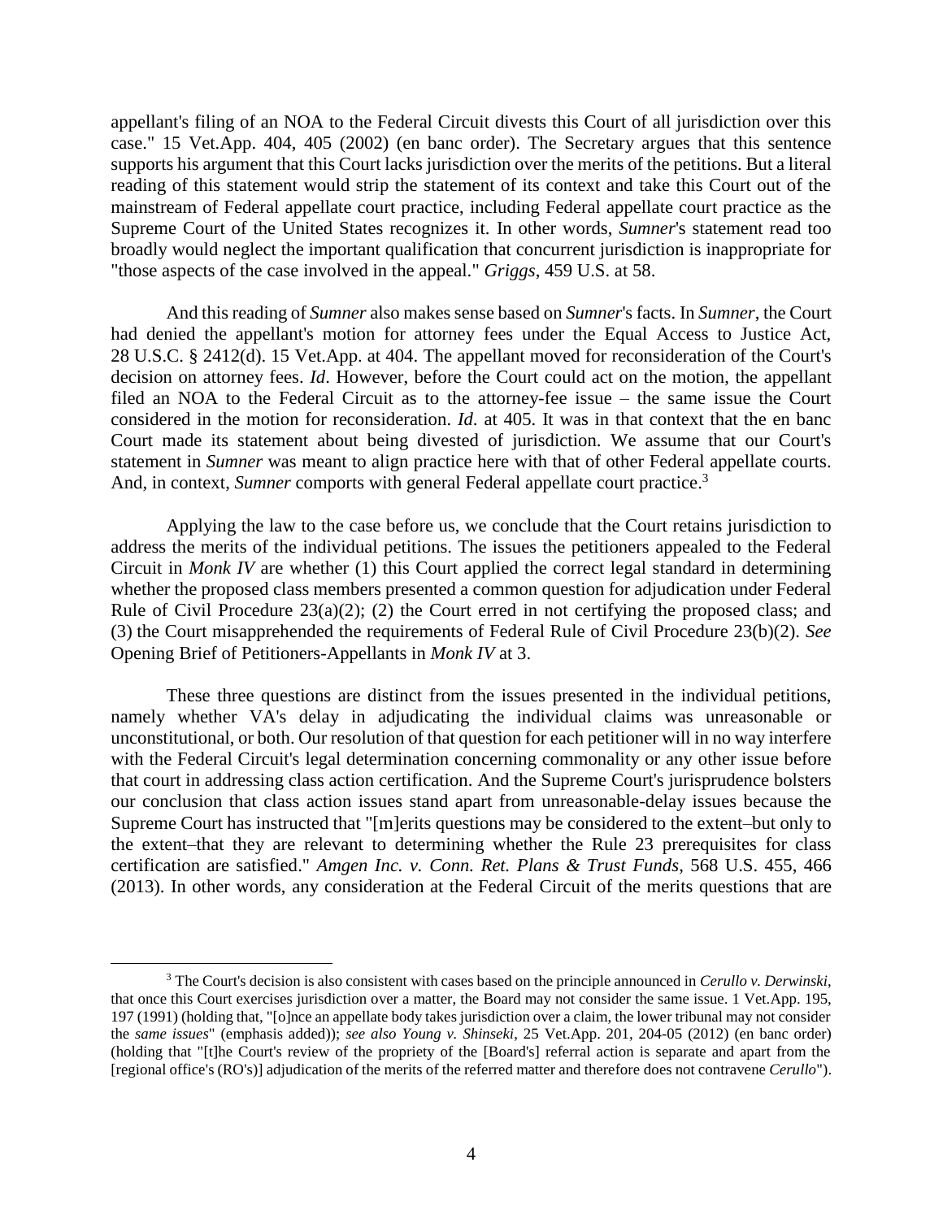appellant's filing of an NOA to the Federal Circuit divests this Court of all jurisdiction over this case." 15 Vet.App. 404, 405 (2002) (en banc order). The Secretary argues that this sentence supports his argument that this Court lacks jurisdiction over the merits of the petitions. But a literal reading of this statement would strip the statement of its context and take this Court out of the mainstream of Federal appellate court practice, including Federal appellate court practice as the Supreme Court of the United States recognizes it. In other words, *Sumner*'s statement read too broadly would neglect the important qualification that concurrent jurisdiction is inappropriate for "those aspects of the case involved in the appeal." *Griggs*, 459 U.S. at 58.

And this reading of *Sumner* also makes sense based on *Sumner*'s facts. In *Sumner*, the Court had denied the appellant's motion for attorney fees under the Equal Access to Justice Act, 28 U.S.C. § 2412(d). 15 Vet.App. at 404. The appellant moved for reconsideration of the Court's decision on attorney fees. *Id*. However, before the Court could act on the motion, the appellant filed an NOA to the Federal Circuit as to the attorney-fee issue – the same issue the Court considered in the motion for reconsideration. *Id*. at 405. It was in that context that the en banc Court made its statement about being divested of jurisdiction. We assume that our Court's statement in *Sumner* was meant to align practice here with that of other Federal appellate courts. And, in context, *Sumner* comports with general Federal appellate court practice.[3]

Applying the law to the case before us, we conclude that the Court retains jurisdiction to address the merits of the individual petitions. The issues the petitioners appealed to the Federal Circuit in *Monk IV* are whether (1) this Court applied the correct legal standard in determining whether the proposed class members presented a common question for adjudication under Federal Rule of Civil Procedure 23(a)(2); (2) the Court erred in not certifying the proposed class; and (3) the Court misapprehended the requirements of Federal Rule of Civil Procedure 23(b)(2). *See* Opening Brief of Petitioners-Appellants in *Monk IV* at 3.

These three questions are distinct from the issues presented in the individual petitions, namely whether VA's delay in adjudicating the individual claims was unreasonable or unconstitutional, or both. Our resolution of that question for each petitioner will in no way interfere with the Federal Circuit's legal determination concerning commonality or any other issue before that court in addressing class action certification. And the Supreme Court's jurisprudence bolsters our conclusion that class action issues stand apart from unreasonable-delay issues because the Supreme Court has instructed that "[m]erits questions may be considered to the extent–but only to the extent–that they are relevant to determining whether the Rule 23 prerequisites for class certification are satisfied." *Amgen Inc. v. Conn. Ret. Plans & Trust Funds*, 568 U.S. 455, 466 (2013). In other words, any consideration at the Federal Circuit of the merits questions that are

---

[3] The Court's decision is also consistent with cases based on the principle announced in *Cerullo v. Derwinski*, that once this Court exercises jurisdiction over a matter, the Board may not consider the same issue. 1 Vet.App. 195, 197 (1991) (holding that, "[o]nce an appellate body takes jurisdiction over a claim, the lower tribunal may not consider the *same issues*" (emphasis added)); *see also Young v. Shinseki*, 25 Vet.App. 201, 204-05 (2012) (en banc order) (holding that "[t]he Court's review of the propriety of the [Board's] referral action is separate and apart from the [regional office's (RO's)] adjudication of the merits of the referred matter and therefore does not contravene *Cerullo*").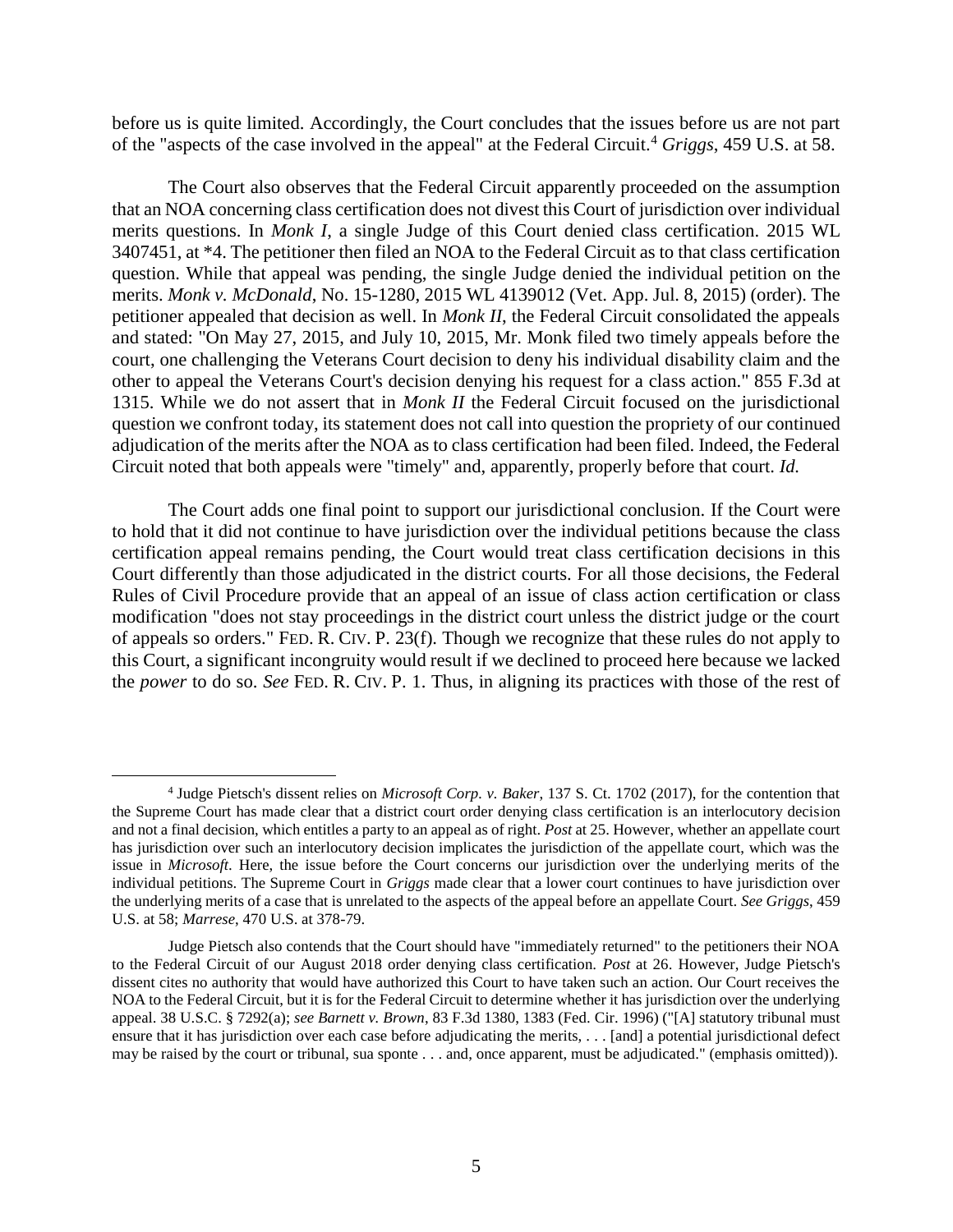before us is quite limited. Accordingly, the Court concludes that the issues before us are not part of the "aspects of the case involved in the appeal" at the Federal Circuit.[4] *Griggs*, 459 U.S. at 58.

The Court also observes that the Federal Circuit apparently proceeded on the assumption that an NOA concerning class certification does not divest this Court of jurisdiction over individual merits questions. In *Monk I*, a single Judge of this Court denied class certification. 2015 WL 3407451, at *4. The petitioner then filed an NOA to the Federal Circuit as to that class certification question. While that appeal was pending, the single Judge denied the individual petition on the merits. *Monk v. McDonald*, No. 15-1280, 2015 WL 4139012 (Vet. App. Jul. 8, 2015) (order). The petitioner appealed that decision as well. In *Monk II*, the Federal Circuit consolidated the appeals and stated: "On May 27, 2015, and July 10, 2015, Mr. Monk filed two timely appeals before the court, one challenging the Veterans Court decision to deny his individual disability claim and the other to appeal the Veterans Court's decision denying his request for a class action." 855 F.3d at 1315. While we do not assert that in *Monk II* the Federal Circuit focused on the jurisdictional question we confront today, its statement does not call into question the propriety of our continued adjudication of the merits after the NOA as to class certification had been filed. Indeed, the Federal Circuit noted that both appeals were "timely" and, apparently, properly before that court. *Id.*

The Court adds one final point to support our jurisdictional conclusion. If the Court were to hold that it did not continue to have jurisdiction over the individual petitions because the class certification appeal remains pending, the Court would treat class certification decisions in this Court differently than those adjudicated in the district courts. For all those decisions, the Federal Rules of Civil Procedure provide that an appeal of an issue of class action certification or class modification "does not stay proceedings in the district court unless the district judge or the court of appeals so orders." FED. R. CIV. P. 23(f). Though we recognize that these rules do not apply to this Court, a significant incongruity would result if we declined to proceed here because we lacked the *power* to do so. *See* FED. R. CIV. P. 1. Thus, in aligning its practices with those of the rest of

---

[4] Judge Pietsch's dissent relies on *Microsoft Corp. v. Baker*, 137 S. Ct. 1702 (2017), for the contention that the Supreme Court has made clear that a district court order denying class certification is an interlocutory decision and not a final decision, which entitles a party to an appeal as of right. *Post* at 25. However, whether an appellate court has jurisdiction over such an interlocutory decision implicates the jurisdiction of the appellate court, which was the issue in *Microsoft*. Here, the issue before the Court concerns our jurisdiction over the underlying merits of the individual petitions. The Supreme Court in *Griggs* made clear that a lower court continues to have jurisdiction over the underlying merits of a case that is unrelated to the aspects of the appeal before an appellate Court. *See Griggs*, 459 U.S. at 58; *Marrese*, 470 U.S. at 378-79.

Judge Pietsch also contends that the Court should have "immediately returned" to the petitioners their NOA to the Federal Circuit of our August 2018 order denying class certification. *Post* at 26. However, Judge Pietsch's dissent cites no authority that would have authorized this Court to have taken such an action. Our Court receives the NOA to the Federal Circuit, but it is for the Federal Circuit to determine whether it has jurisdiction over the underlying appeal. 38 U.S.C. § 7292(a); *see Barnett v. Brown*, 83 F.3d 1380, 1383 (Fed. Cir. 1996) ("[A] statutory tribunal must ensure that it has jurisdiction over each case before adjudicating the merits, . . . [and] a potential jurisdictional defect may be raised by the court or tribunal, sua sponte . . . and, once apparent, must be adjudicated." (emphasis omitted)).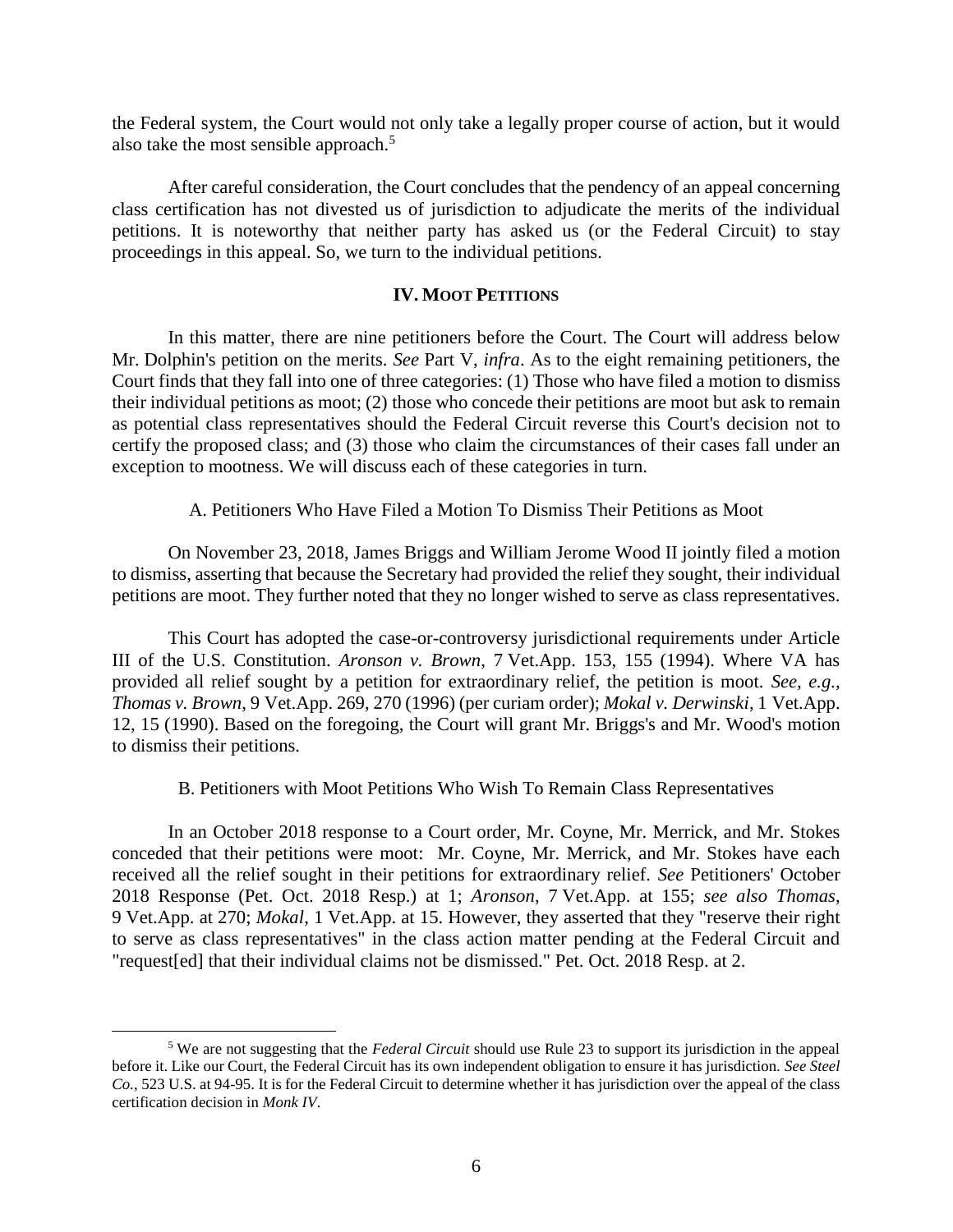the Federal system, the Court would not only take a legally proper course of action, but it would also take the most sensible approach.[5]

After careful consideration, the Court concludes that the pendency of an appeal concerning class certification has not divested us of jurisdiction to adjudicate the merits of the individual petitions. It is noteworthy that neither party has asked us (or the Federal Circuit) to stay proceedings in this appeal. So, we turn to the individual petitions.

## IV. MOOT PETITIONS

In this matter, there are nine petitioners before the Court. The Court will address below Mr. Dolphin's petition on the merits. *See* Part V, *infra*. As to the eight remaining petitioners, the Court finds that they fall into one of three categories: (1) Those who have filed a motion to dismiss their individual petitions as moot; (2) those who concede their petitions are moot but ask to remain as potential class representatives should the Federal Circuit reverse this Court's decision not to certify the proposed class; and (3) those who claim the circumstances of their cases fall under an exception to mootness. We will discuss each of these categories in turn.

### A. Petitioners Who Have Filed a Motion To Dismiss Their Petitions as Moot

On November 23, 2018, James Briggs and William Jerome Wood II jointly filed a motion to dismiss, asserting that because the Secretary had provided the relief they sought, their individual petitions are moot. They further noted that they no longer wished to serve as class representatives.

This Court has adopted the case-or-controversy jurisdictional requirements under Article III of the U.S. Constitution. *Aronson v. Brown*, 7 Vet.App. 153, 155 (1994). Where VA has provided all relief sought by a petition for extraordinary relief, the petition is moot. *See, e.g.*, *Thomas v. Brown*, 9 Vet.App. 269, 270 (1996) (per curiam order); *Mokal v. Derwinski*, 1 Vet.App. 12, 15 (1990). Based on the foregoing, the Court will grant Mr. Briggs's and Mr. Wood's motion to dismiss their petitions.

### B. Petitioners with Moot Petitions Who Wish To Remain Class Representatives

In an October 2018 response to a Court order, Mr. Coyne, Mr. Merrick, and Mr. Stokes conceded that their petitions were moot: Mr. Coyne, Mr. Merrick, and Mr. Stokes have each received all the relief sought in their petitions for extraordinary relief. *See* Petitioners' October 2018 Response (Pet. Oct. 2018 Resp.) at 1; *Aronson*, 7 Vet.App. at 155; *see also Thomas*, 9 Vet.App. at 270; *Mokal*, 1 Vet.App. at 15. However, they asserted that they "reserve their right to serve as class representatives" in the class action matter pending at the Federal Circuit and "request[ed] that their individual claims not be dismissed." Pet. Oct. 2018 Resp. at 2.

[5] We are not suggesting that the *Federal Circuit* should use Rule 23 to support its jurisdiction in the appeal before it. Like our Court, the Federal Circuit has its own independent obligation to ensure it has jurisdiction. *See Steel Co.*, 523 U.S. at 94-95. It is for the Federal Circuit to determine whether it has jurisdiction over the appeal of the class certification decision in *Monk IV*.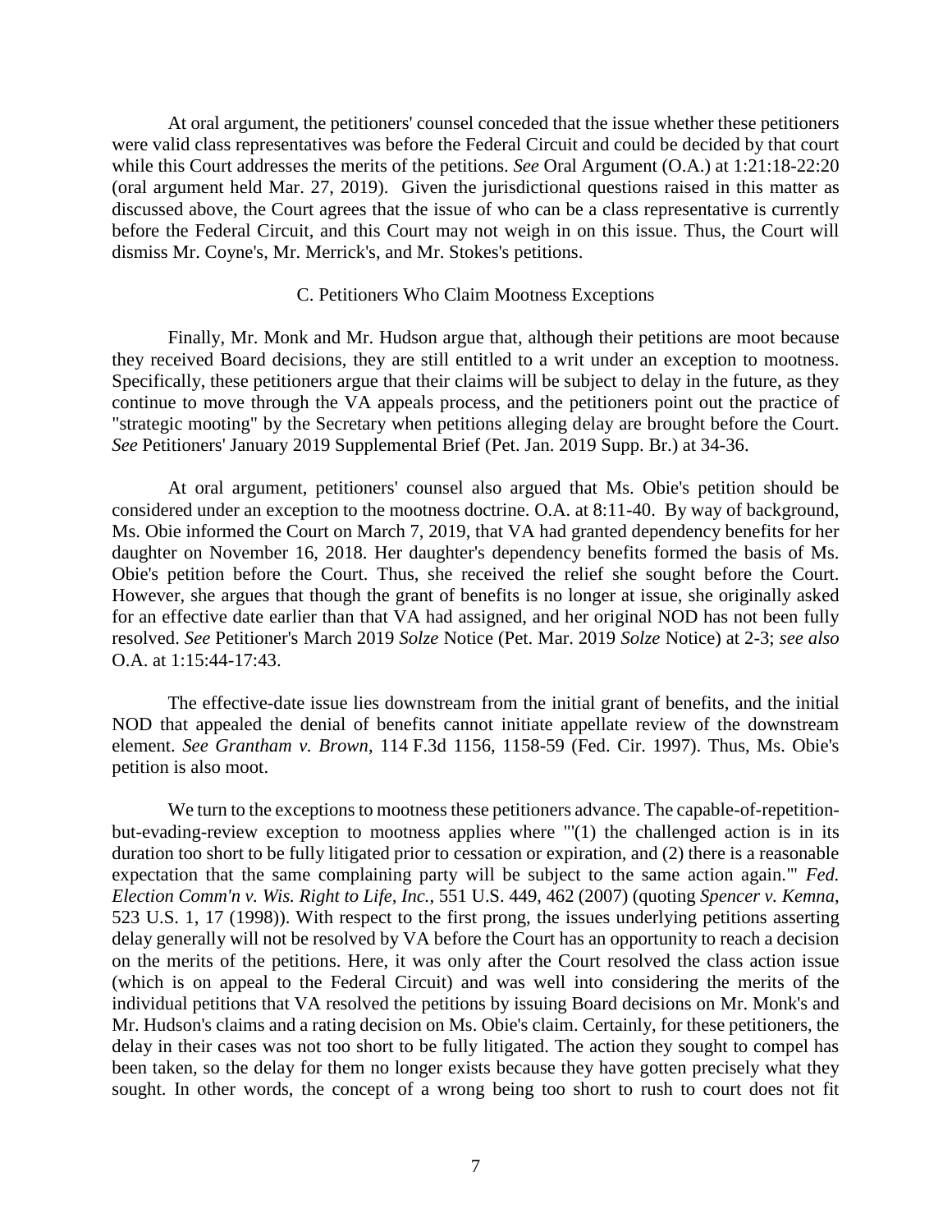At oral argument, the petitioners' counsel conceded that the issue whether these petitioners were valid class representatives was before the Federal Circuit and could be decided by that court while this Court addresses the merits of the petitions. *See* Oral Argument (O.A.) at 1:21:18-22:20 (oral argument held Mar. 27, 2019). Given the jurisdictional questions raised in this matter as discussed above, the Court agrees that the issue of who can be a class representative is currently before the Federal Circuit, and this Court may not weigh in on this issue. Thus, the Court will dismiss Mr. Coyne's, Mr. Merrick's, and Mr. Stokes's petitions.

### C. Petitioners Who Claim Mootness Exceptions

Finally, Mr. Monk and Mr. Hudson argue that, although their petitions are moot because they received Board decisions, they are still entitled to a writ under an exception to mootness. Specifically, these petitioners argue that their claims will be subject to delay in the future, as they continue to move through the VA appeals process, and the petitioners point out the practice of "strategic mooting" by the Secretary when petitions alleging delay are brought before the Court. *See* Petitioners' January 2019 Supplemental Brief (Pet. Jan. 2019 Supp. Br.) at 34-36.

At oral argument, petitioners' counsel also argued that Ms. Obie's petition should be considered under an exception to the mootness doctrine. O.A. at 8:11-40. By way of background, Ms. Obie informed the Court on March 7, 2019, that VA had granted dependency benefits for her daughter on November 16, 2018. Her daughter's dependency benefits formed the basis of Ms. Obie's petition before the Court. Thus, she received the relief she sought before the Court. However, she argues that though the grant of benefits is no longer at issue, she originally asked for an effective date earlier than that VA had assigned, and her original NOD has not been fully resolved. *See* Petitioner's March 2019 *Solze* Notice (Pet. Mar. 2019 *Solze* Notice) at 2-3; *see also* O.A. at 1:15:44-17:43.

The effective-date issue lies downstream from the initial grant of benefits, and the initial NOD that appealed the denial of benefits cannot initiate appellate review of the downstream element. *See Grantham v. Brown*, 114 F.3d 1156, 1158-59 (Fed. Cir. 1997). Thus, Ms. Obie's petition is also moot.

We turn to the exceptions to mootness these petitioners advance. The capable-of-repetition-but-evading-review exception to mootness applies where "'(1) the challenged action is in its duration too short to be fully litigated prior to cessation or expiration, and (2) there is a reasonable expectation that the same complaining party will be subject to the same action again.'" *Fed. Election Comm'n v. Wis. Right to Life, Inc.*, 551 U.S. 449, 462 (2007) (quoting *Spencer v. Kemna*, 523 U.S. 1, 17 (1998)). With respect to the first prong, the issues underlying petitions asserting delay generally will not be resolved by VA before the Court has an opportunity to reach a decision on the merits of the petitions. Here, it was only after the Court resolved the class action issue (which is on appeal to the Federal Circuit) and was well into considering the merits of the individual petitions that VA resolved the petitions by issuing Board decisions on Mr. Monk's and Mr. Hudson's claims and a rating decision on Ms. Obie's claim. Certainly, for these petitioners, the delay in their cases was not too short to be fully litigated. The action they sought to compel has been taken, so the delay for them no longer exists because they have gotten precisely what they sought. In other words, the concept of a wrong being too short to rush to court does not fit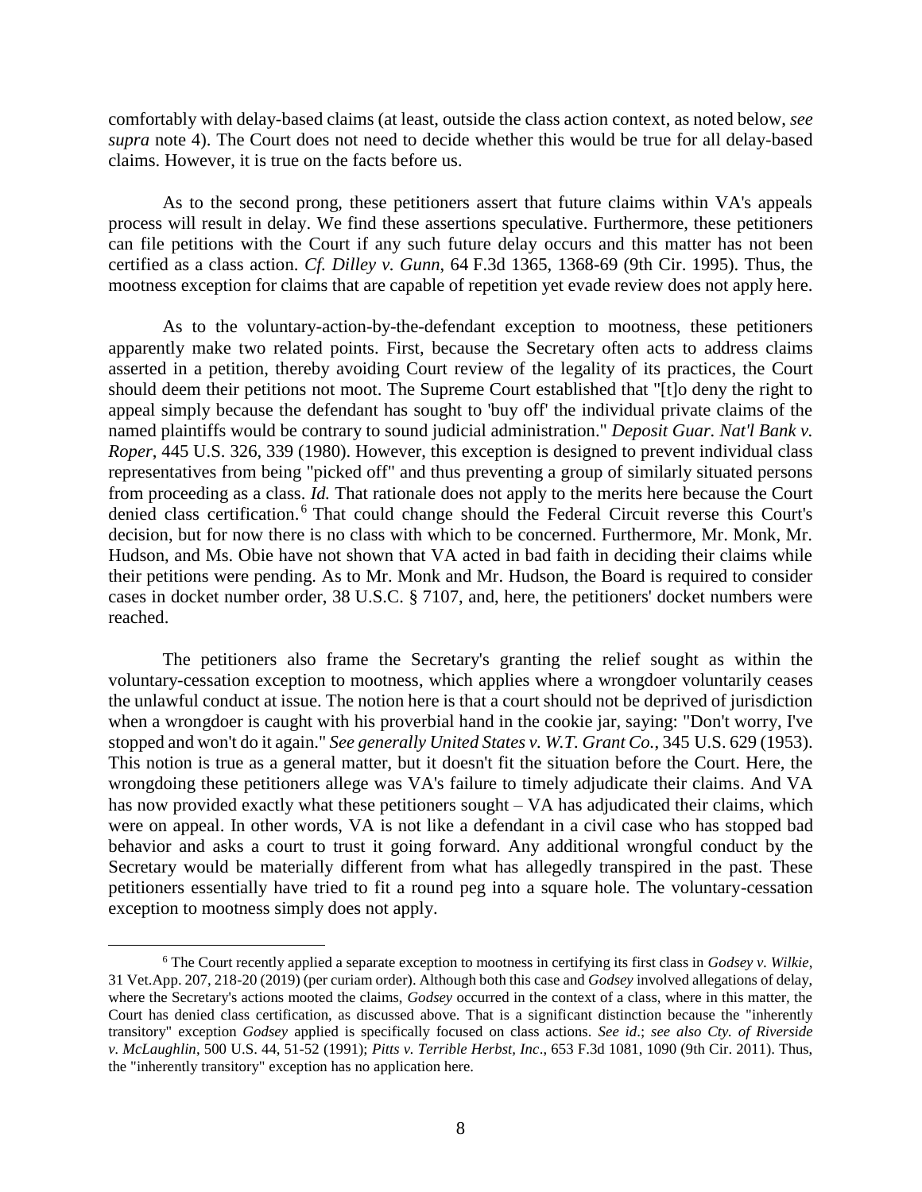comfortably with delay-based claims (at least, outside the class action context, as noted below, *see supra* note 4). The Court does not need to decide whether this would be true for all delay-based claims. However, it is true on the facts before us.

As to the second prong, these petitioners assert that future claims within VA's appeals process will result in delay. We find these assertions speculative. Furthermore, these petitioners can file petitions with the Court if any such future delay occurs and this matter has not been certified as a class action. *Cf. Dilley v. Gunn*, 64 F.3d 1365, 1368-69 (9th Cir. 1995). Thus, the mootness exception for claims that are capable of repetition yet evade review does not apply here.

As to the voluntary-action-by-the-defendant exception to mootness, these petitioners apparently make two related points. First, because the Secretary often acts to address claims asserted in a petition, thereby avoiding Court review of the legality of its practices, the Court should deem their petitions not moot. The Supreme Court established that "[t]o deny the right to appeal simply because the defendant has sought to 'buy off' the individual private claims of the named plaintiffs would be contrary to sound judicial administration." *Deposit Guar. Nat'l Bank v. Roper*, 445 U.S. 326, 339 (1980). However, this exception is designed to prevent individual class representatives from being "picked off" and thus preventing a group of similarly situated persons from proceeding as a class. *Id.* That rationale does not apply to the merits here because the Court denied class certification.[6] That could change should the Federal Circuit reverse this Court's decision, but for now there is no class with which to be concerned. Furthermore, Mr. Monk, Mr. Hudson, and Ms. Obie have not shown that VA acted in bad faith in deciding their claims while their petitions were pending. As to Mr. Monk and Mr. Hudson, the Board is required to consider cases in docket number order, 38 U.S.C. § 7107, and, here, the petitioners' docket numbers were reached.

The petitioners also frame the Secretary's granting the relief sought as within the voluntary-cessation exception to mootness, which applies where a wrongdoer voluntarily ceases the unlawful conduct at issue. The notion here is that a court should not be deprived of jurisdiction when a wrongdoer is caught with his proverbial hand in the cookie jar, saying: "Don't worry, I've stopped and won't do it again." *See generally United States v. W.T. Grant Co.*, 345 U.S. 629 (1953). This notion is true as a general matter, but it doesn't fit the situation before the Court. Here, the wrongdoing these petitioners allege was VA's failure to timely adjudicate their claims. And VA has now provided exactly what these petitioners sought – VA has adjudicated their claims, which were on appeal. In other words, VA is not like a defendant in a civil case who has stopped bad behavior and asks a court to trust it going forward. Any additional wrongful conduct by the Secretary would be materially different from what has allegedly transpired in the past. These petitioners essentially have tried to fit a round peg into a square hole. The voluntary-cessation exception to mootness simply does not apply.

---

[6] The Court recently applied a separate exception to mootness in certifying its first class in *Godsey v. Wilkie*, 31 Vet.App. 207, 218-20 (2019) (per curiam order). Although both this case and *Godsey* involved allegations of delay, where the Secretary's actions mooted the claims, *Godsey* occurred in the context of a class, where in this matter, the Court has denied class certification, as discussed above. That is a significant distinction because the "inherently transitory" exception *Godsey* applied is specifically focused on class actions. *See id.*; *see also Cty. of Riverside v. McLaughlin*, 500 U.S. 44, 51-52 (1991); *Pitts v. Terrible Herbst, Inc*., 653 F.3d 1081, 1090 (9th Cir. 2011). Thus, the "inherently transitory" exception has no application here.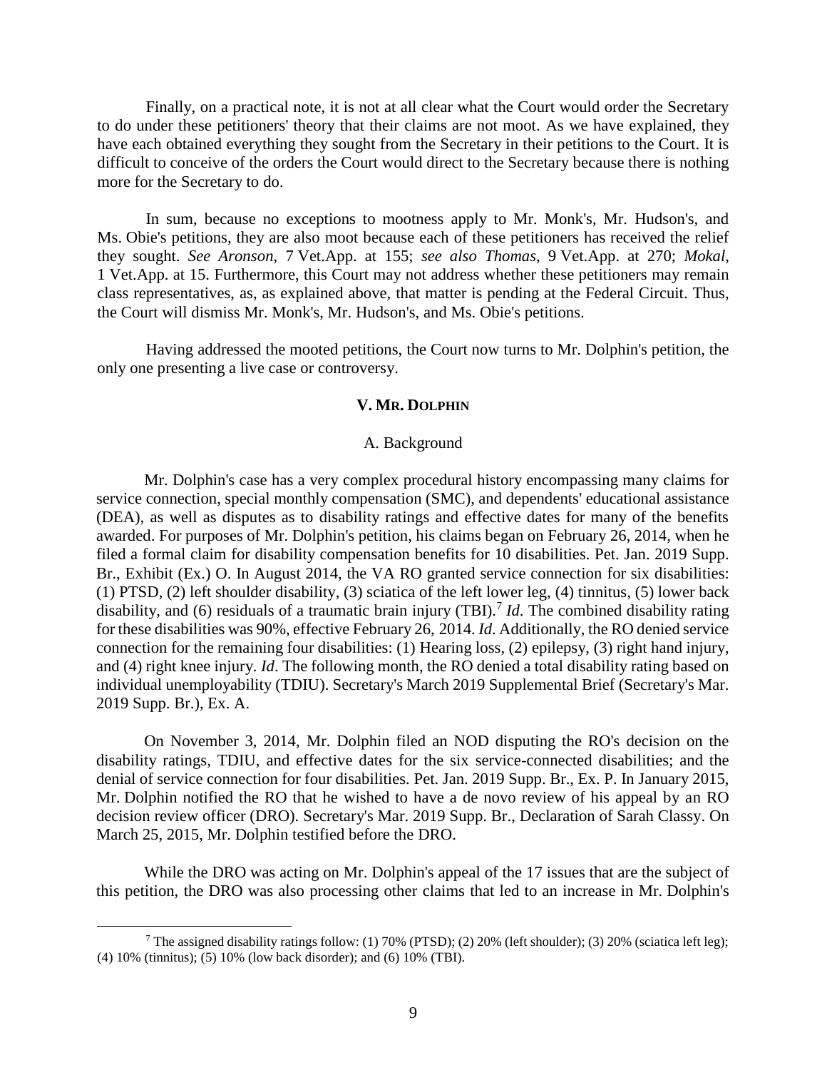Finally, on a practical note, it is not at all clear what the Court would order the Secretary to do under these petitioners' theory that their claims are not moot. As we have explained, they have each obtained everything they sought from the Secretary in their petitions to the Court. It is difficult to conceive of the orders the Court would direct to the Secretary because there is nothing more for the Secretary to do.

In sum, because no exceptions to mootness apply to Mr. Monk's, Mr. Hudson's, and Ms. Obie's petitions, they are also moot because each of these petitioners has received the relief they sought. *See Aronson*, 7 Vet.App. at 155; *see also Thomas*, 9 Vet.App. at 270; *Mokal*, 1 Vet.App. at 15. Furthermore, this Court may not address whether these petitioners may remain class representatives, as, as explained above, that matter is pending at the Federal Circuit. Thus, the Court will dismiss Mr. Monk's, Mr. Hudson's, and Ms. Obie's petitions.

Having addressed the mooted petitions, the Court now turns to Mr. Dolphin's petition, the only one presenting a live case or controversy.

## V. MR. DOLPHIN

### A. Background

Mr. Dolphin's case has a very complex procedural history encompassing many claims for service connection, special monthly compensation (SMC), and dependents' educational assistance (DEA), as well as disputes as to disability ratings and effective dates for many of the benefits awarded. For purposes of Mr. Dolphin's petition, his claims began on February 26, 2014, when he filed a formal claim for disability compensation benefits for 10 disabilities. Pet. Jan. 2019 Supp. Br., Exhibit (Ex.) O. In August 2014, the VA RO granted service connection for six disabilities: (1) PTSD, (2) left shoulder disability, (3) sciatica of the left lower leg, (4) tinnitus, (5) lower back disability, and (6) residuals of a traumatic brain injury (TBI).[7] *Id.* The combined disability rating for these disabilities was 90%, effective February 26, 2014. *Id*. Additionally, the RO denied service connection for the remaining four disabilities: (1) Hearing loss, (2) epilepsy, (3) right hand injury, and (4) right knee injury. *Id*. The following month, the RO denied a total disability rating based on individual unemployability (TDIU). Secretary's March 2019 Supplemental Brief (Secretary's Mar. 2019 Supp. Br.), Ex. A.

On November 3, 2014, Mr. Dolphin filed an NOD disputing the RO's decision on the disability ratings, TDIU, and effective dates for the six service-connected disabilities; and the denial of service connection for four disabilities. Pet. Jan. 2019 Supp. Br., Ex. P. In January 2015, Mr. Dolphin notified the RO that he wished to have a de novo review of his appeal by an RO decision review officer (DRO). Secretary's Mar. 2019 Supp. Br., Declaration of Sarah Classy. On March 25, 2015, Mr. Dolphin testified before the DRO.

While the DRO was acting on Mr. Dolphin's appeal of the 17 issues that are the subject of this petition, the DRO was also processing other claims that led to an increase in Mr. Dolphin's

---

[7] The assigned disability ratings follow: (1) 70% (PTSD); (2) 20% (left shoulder); (3) 20% (sciatica left leg); (4) 10% (tinnitus); (5) 10% (low back disorder); and (6) 10% (TBI).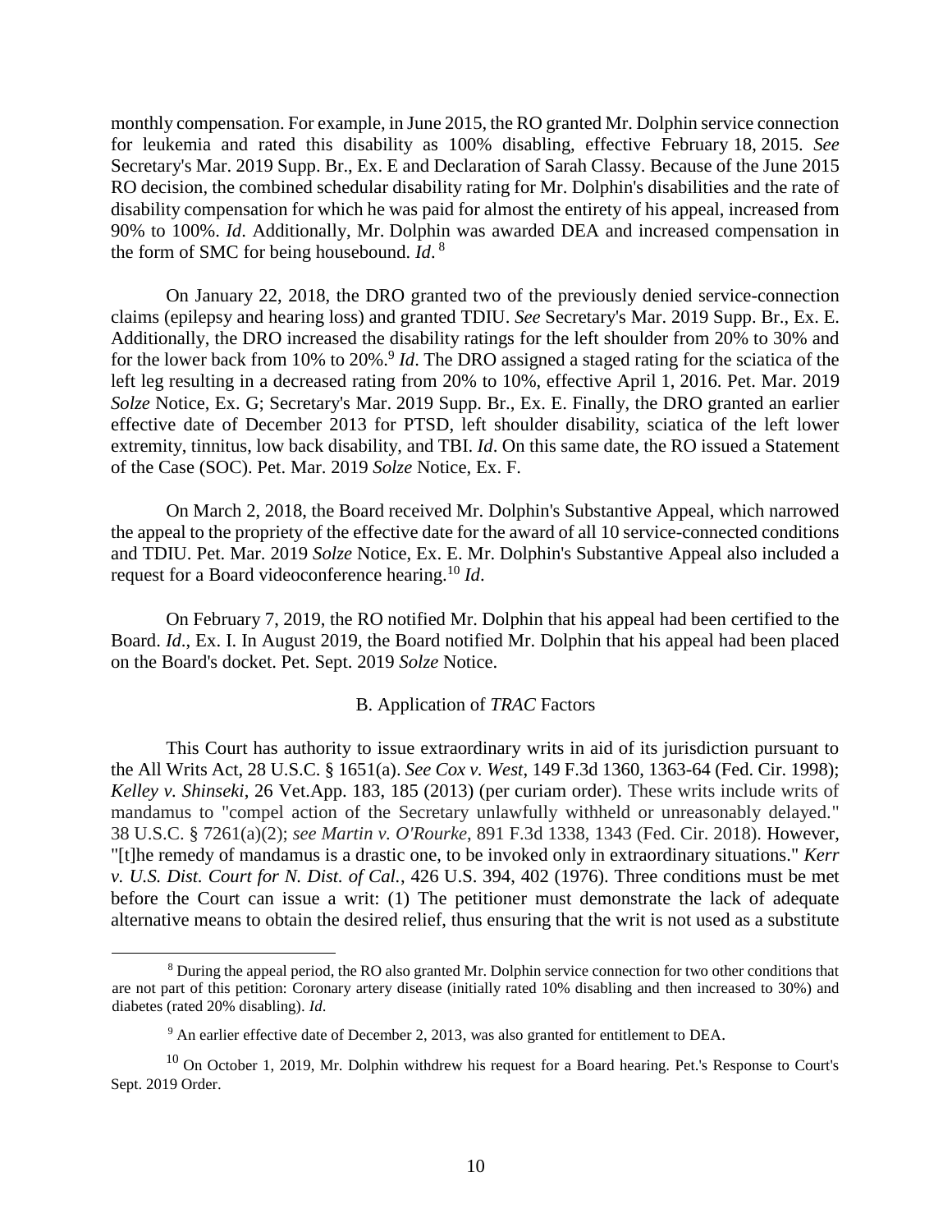monthly compensation. For example, in June 2015, the RO granted Mr. Dolphin service connection for leukemia and rated this disability as 100% disabling, effective February 18, 2015. *See* Secretary's Mar. 2019 Supp. Br., Ex. E and Declaration of Sarah Classy. Because of the June 2015 RO decision, the combined schedular disability rating for Mr. Dolphin's disabilities and the rate of disability compensation for which he was paid for almost the entirety of his appeal, increased from 90% to 100%. *Id*. Additionally, Mr. Dolphin was awarded DEA and increased compensation in the form of SMC for being housebound. *Id*. [8]

On January 22, 2018, the DRO granted two of the previously denied service-connection claims (epilepsy and hearing loss) and granted TDIU. *See* Secretary's Mar. 2019 Supp. Br., Ex. E. Additionally, the DRO increased the disability ratings for the left shoulder from 20% to 30% and for the lower back from 10% to 20%.[9] *Id*. The DRO assigned a staged rating for the sciatica of the left leg resulting in a decreased rating from 20% to 10%, effective April 1, 2016. Pet. Mar. 2019 *Solze* Notice, Ex. G; Secretary's Mar. 2019 Supp. Br., Ex. E. Finally, the DRO granted an earlier effective date of December 2013 for PTSD, left shoulder disability, sciatica of the left lower extremity, tinnitus, low back disability, and TBI. *Id*. On this same date, the RO issued a Statement of the Case (SOC). Pet. Mar. 2019 *Solze* Notice, Ex. F.

On March 2, 2018, the Board received Mr. Dolphin's Substantive Appeal, which narrowed the appeal to the propriety of the effective date for the award of all 10 service-connected conditions and TDIU. Pet. Mar. 2019 *Solze* Notice, Ex. E. Mr. Dolphin's Substantive Appeal also included a request for a Board videoconference hearing.[10] *Id*.

On February 7, 2019, the RO notified Mr. Dolphin that his appeal had been certified to the Board. *Id*., Ex. I. In August 2019, the Board notified Mr. Dolphin that his appeal had been placed on the Board's docket. Pet. Sept. 2019 *Solze* Notice.

### B. Application of *TRAC* Factors

This Court has authority to issue extraordinary writs in aid of its jurisdiction pursuant to the All Writs Act, 28 U.S.C. § 1651(a). *See Cox v. West*, 149 F.3d 1360, 1363-64 (Fed. Cir. 1998); *Kelley v. Shinseki*, 26 Vet.App. 183, 185 (2013) (per curiam order). These writs include writs of mandamus to "compel action of the Secretary unlawfully withheld or unreasonably delayed." 38 U.S.C. § 7261(a)(2); *see Martin v. O'Rourke*, 891 F.3d 1338, 1343 (Fed. Cir. 2018). However, "[t]he remedy of mandamus is a drastic one, to be invoked only in extraordinary situations." *Kerr v. U.S. Dist. Court for N. Dist. of Cal.*, 426 U.S. 394, 402 (1976). Three conditions must be met before the Court can issue a writ: (1) The petitioner must demonstrate the lack of adequate alternative means to obtain the desired relief, thus ensuring that the writ is not used as a substitute

---

[8] During the appeal period, the RO also granted Mr. Dolphin service connection for two other conditions that are not part of this petition: Coronary artery disease (initially rated 10% disabling and then increased to 30%) and diabetes (rated 20% disabling). *Id*.

[9] An earlier effective date of December 2, 2013, was also granted for entitlement to DEA.

[10] On October 1, 2019, Mr. Dolphin withdrew his request for a Board hearing. Pet.'s Response to Court's Sept. 2019 Order.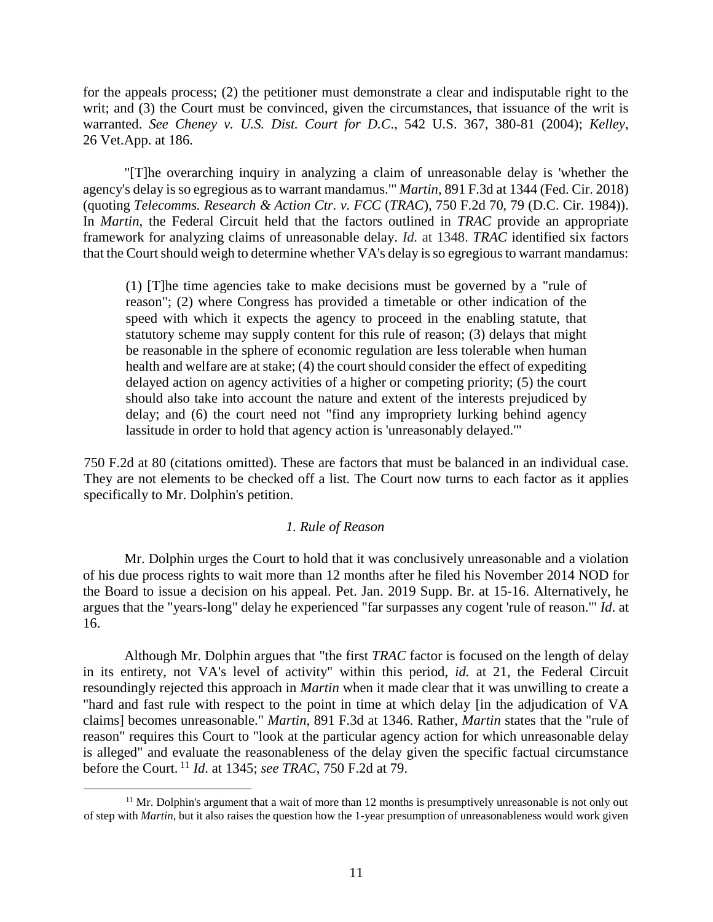for the appeals process; (2) the petitioner must demonstrate a clear and indisputable right to the writ; and (3) the Court must be convinced, given the circumstances, that issuance of the writ is warranted. *See Cheney v. U.S. Dist. Court for D.C.*, 542 U.S. 367, 380-81 (2004); *Kelley*, 26 Vet.App. at 186.

"[T]he overarching inquiry in analyzing a claim of unreasonable delay is 'whether the agency's delay is so egregious as to warrant mandamus.'" *Martin*, 891 F.3d at 1344 (Fed. Cir. 2018) (quoting *Telecomms. Research & Action Ctr. v. FCC* (*TRAC*), 750 F.2d 70, 79 (D.C. Cir. 1984)). In *Martin*, the Federal Circuit held that the factors outlined in *TRAC* provide an appropriate framework for analyzing claims of unreasonable delay. *Id.* at 1348. *TRAC* identified six factors that the Court should weigh to determine whether VA's delay is so egregious to warrant mandamus:

> (1) [T]he time agencies take to make decisions must be governed by a "rule of reason"; (2) where Congress has provided a timetable or other indication of the speed with which it expects the agency to proceed in the enabling statute, that statutory scheme may supply content for this rule of reason; (3) delays that might be reasonable in the sphere of economic regulation are less tolerable when human health and welfare are at stake; (4) the court should consider the effect of expediting delayed action on agency activities of a higher or competing priority; (5) the court should also take into account the nature and extent of the interests prejudiced by delay; and (6) the court need not "find any impropriety lurking behind agency lassitude in order to hold that agency action is 'unreasonably delayed.'"

750 F.2d at 80 (citations omitted). These are factors that must be balanced in an individual case. They are not elements to be checked off a list. The Court now turns to each factor as it applies specifically to Mr. Dolphin's petition.

*1. Rule of Reason*

Mr. Dolphin urges the Court to hold that it was conclusively unreasonable and a violation of his due process rights to wait more than 12 months after he filed his November 2014 NOD for the Board to issue a decision on his appeal. Pet. Jan. 2019 Supp. Br. at 15-16. Alternatively, he argues that the "years-long" delay he experienced "far surpasses any cogent 'rule of reason.'" *Id.* at 16.

Although Mr. Dolphin argues that "the first *TRAC* factor is focused on the length of delay in its entirety, not VA's level of activity" within this period, *id.* at 21, the Federal Circuit resoundingly rejected this approach in *Martin* when it made clear that it was unwilling to create a "hard and fast rule with respect to the point in time at which delay [in the adjudication of VA claims] becomes unreasonable." *Martin*, 891 F.3d at 1346. Rather, *Martin* states that the "rule of reason" requires this Court to "look at the particular agency action for which unreasonable delay is alleged" and evaluate the reasonableness of the delay given the specific factual circumstance before the Court.[11] *Id.* at 1345; *see TRAC*, 750 F.2d at 79.

[11] Mr. Dolphin's argument that a wait of more than 12 months is presumptively unreasonable is not only out of step with *Martin*, but it also raises the question how the 1-year presumption of unreasonableness would work given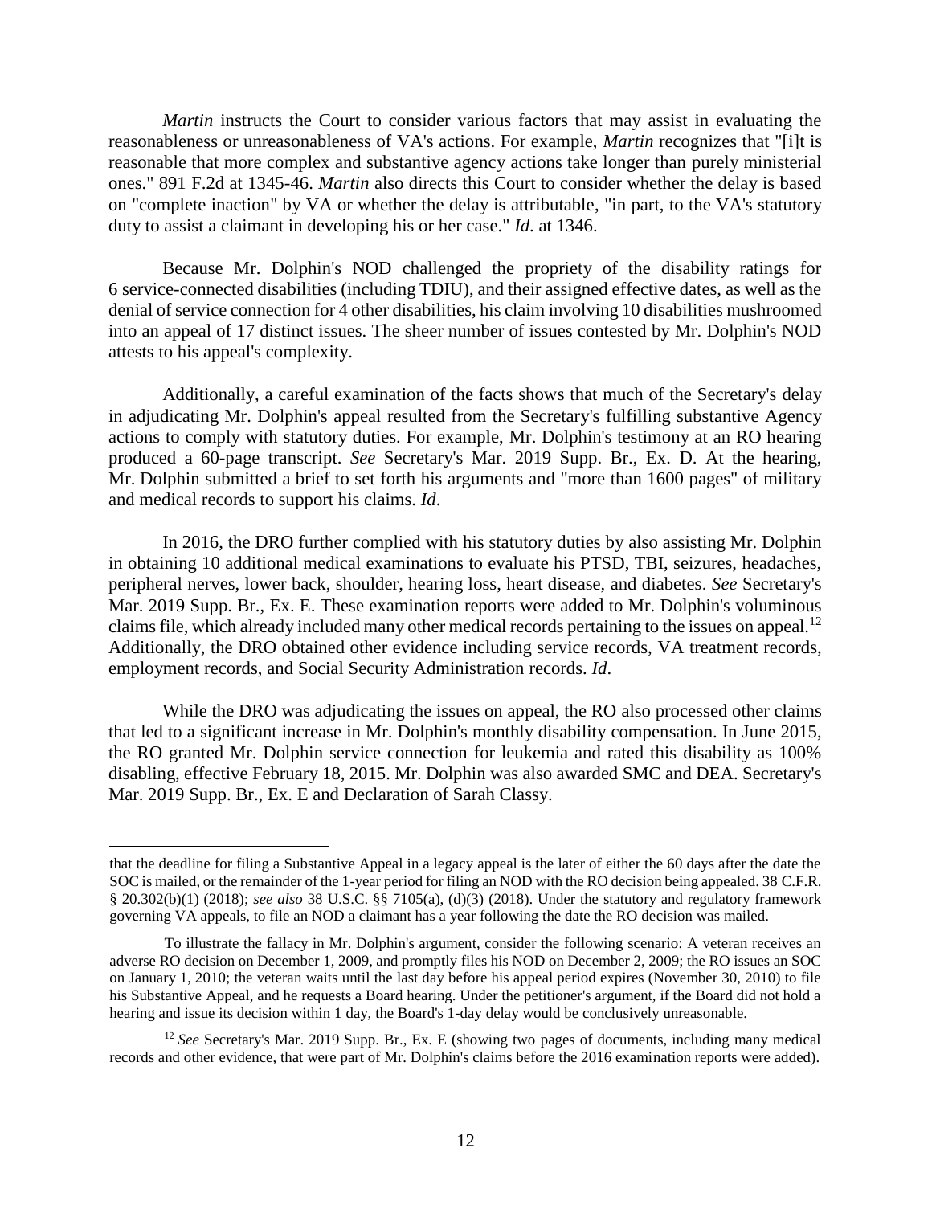*Martin* instructs the Court to consider various factors that may assist in evaluating the reasonableness or unreasonableness of VA's actions. For example, *Martin* recognizes that "[i]t is reasonable that more complex and substantive agency actions take longer than purely ministerial ones." 891 F.2d at 1345-46. *Martin* also directs this Court to consider whether the delay is based on "complete inaction" by VA or whether the delay is attributable, "in part, to the VA's statutory duty to assist a claimant in developing his or her case." *Id*. at 1346.

Because Mr. Dolphin's NOD challenged the propriety of the disability ratings for 6 service-connected disabilities (including TDIU), and their assigned effective dates, as well as the denial of service connection for 4 other disabilities, his claim involving 10 disabilities mushroomed into an appeal of 17 distinct issues. The sheer number of issues contested by Mr. Dolphin's NOD attests to his appeal's complexity.

Additionally, a careful examination of the facts shows that much of the Secretary's delay in adjudicating Mr. Dolphin's appeal resulted from the Secretary's fulfilling substantive Agency actions to comply with statutory duties. For example, Mr. Dolphin's testimony at an RO hearing produced a 60-page transcript. *See* Secretary's Mar. 2019 Supp. Br., Ex. D. At the hearing, Mr. Dolphin submitted a brief to set forth his arguments and "more than 1600 pages" of military and medical records to support his claims. *Id*.

In 2016, the DRO further complied with his statutory duties by also assisting Mr. Dolphin in obtaining 10 additional medical examinations to evaluate his PTSD, TBI, seizures, headaches, peripheral nerves, lower back, shoulder, hearing loss, heart disease, and diabetes. *See* Secretary's Mar. 2019 Supp. Br., Ex. E. These examination reports were added to Mr. Dolphin's voluminous claims file, which already included many other medical records pertaining to the issues on appeal.[12] Additionally, the DRO obtained other evidence including service records, VA treatment records, employment records, and Social Security Administration records. *Id*.

While the DRO was adjudicating the issues on appeal, the RO also processed other claims that led to a significant increase in Mr. Dolphin's monthly disability compensation. In June 2015, the RO granted Mr. Dolphin service connection for leukemia and rated this disability as 100% disabling, effective February 18, 2015. Mr. Dolphin was also awarded SMC and DEA. Secretary's Mar. 2019 Supp. Br., Ex. E and Declaration of Sarah Classy.

---

that the deadline for filing a Substantive Appeal in a legacy appeal is the later of either the 60 days after the date the SOC is mailed, or the remainder of the 1-year period for filing an NOD with the RO decision being appealed. 38 C.F.R. § 20.302(b)(1) (2018); *see also* 38 U.S.C. §§ 7105(a), (d)(3) (2018). Under the statutory and regulatory framework governing VA appeals, to file an NOD a claimant has a year following the date the RO decision was mailed.

To illustrate the fallacy in Mr. Dolphin's argument, consider the following scenario: A veteran receives an adverse RO decision on December 1, 2009, and promptly files his NOD on December 2, 2009; the RO issues an SOC on January 1, 2010; the veteran waits until the last day before his appeal period expires (November 30, 2010) to file his Substantive Appeal, and he requests a Board hearing. Under the petitioner's argument, if the Board did not hold a hearing and issue its decision within 1 day, the Board's 1-day delay would be conclusively unreasonable.

[12] *See* Secretary's Mar. 2019 Supp. Br., Ex. E (showing two pages of documents, including many medical records and other evidence, that were part of Mr. Dolphin's claims before the 2016 examination reports were added).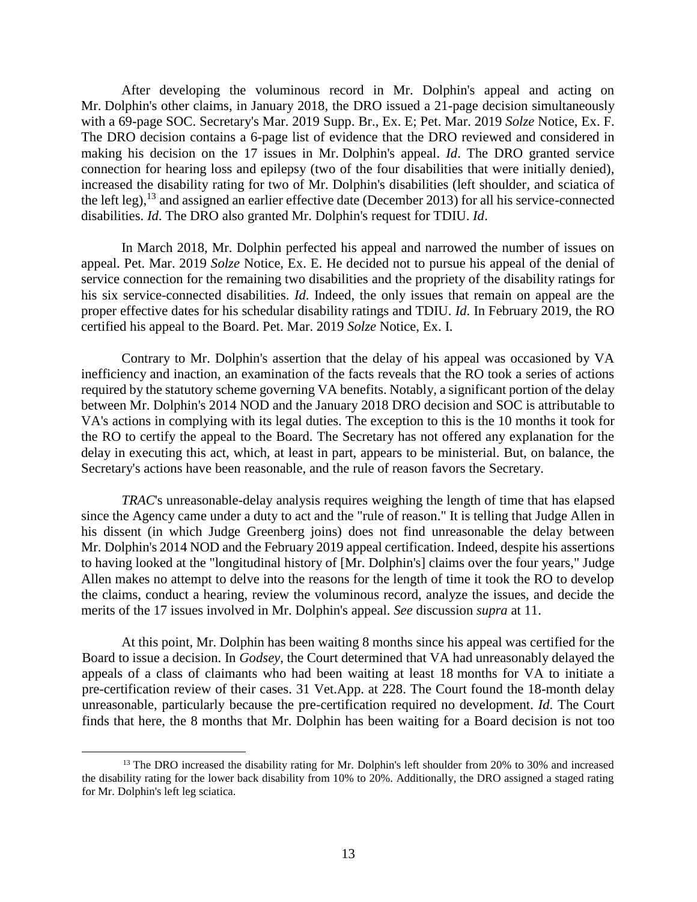After developing the voluminous record in Mr. Dolphin's appeal and acting on Mr. Dolphin's other claims, in January 2018, the DRO issued a 21-page decision simultaneously with a 69-page SOC. Secretary's Mar. 2019 Supp. Br., Ex. E; Pet. Mar. 2019 *Solze* Notice, Ex. F. The DRO decision contains a 6-page list of evidence that the DRO reviewed and considered in making his decision on the 17 issues in Mr. Dolphin's appeal. *Id*. The DRO granted service connection for hearing loss and epilepsy (two of the four disabilities that were initially denied), increased the disability rating for two of Mr. Dolphin's disabilities (left shoulder, and sciatica of the left leg),[13] and assigned an earlier effective date (December 2013) for all his service-connected disabilities. *Id*. The DRO also granted Mr. Dolphin's request for TDIU. *Id*.

In March 2018, Mr. Dolphin perfected his appeal and narrowed the number of issues on appeal. Pet. Mar. 2019 *Solze* Notice, Ex. E. He decided not to pursue his appeal of the denial of service connection for the remaining two disabilities and the propriety of the disability ratings for his six service-connected disabilities. *Id*. Indeed, the only issues that remain on appeal are the proper effective dates for his schedular disability ratings and TDIU. *Id*. In February 2019, the RO certified his appeal to the Board. Pet. Mar. 2019 *Solze* Notice, Ex. I.

Contrary to Mr. Dolphin's assertion that the delay of his appeal was occasioned by VA inefficiency and inaction, an examination of the facts reveals that the RO took a series of actions required by the statutory scheme governing VA benefits. Notably, a significant portion of the delay between Mr. Dolphin's 2014 NOD and the January 2018 DRO decision and SOC is attributable to VA's actions in complying with its legal duties. The exception to this is the 10 months it took for the RO to certify the appeal to the Board. The Secretary has not offered any explanation for the delay in executing this act, which, at least in part, appears to be ministerial. But, on balance, the Secretary's actions have been reasonable, and the rule of reason favors the Secretary.

*TRAC*'s unreasonable-delay analysis requires weighing the length of time that has elapsed since the Agency came under a duty to act and the "rule of reason." It is telling that Judge Allen in his dissent (in which Judge Greenberg joins) does not find unreasonable the delay between Mr. Dolphin's 2014 NOD and the February 2019 appeal certification. Indeed, despite his assertions to having looked at the "longitudinal history of [Mr. Dolphin's] claims over the four years," Judge Allen makes no attempt to delve into the reasons for the length of time it took the RO to develop the claims, conduct a hearing, review the voluminous record, analyze the issues, and decide the merits of the 17 issues involved in Mr. Dolphin's appeal. *See* discussion *supra* at 11.

At this point, Mr. Dolphin has been waiting 8 months since his appeal was certified for the Board to issue a decision. In *Godsey*, the Court determined that VA had unreasonably delayed the appeals of a class of claimants who had been waiting at least 18 months for VA to initiate a pre-certification review of their cases. 31 Vet.App. at 228. The Court found the 18-month delay unreasonable, particularly because the pre-certification required no development. *Id*. The Court finds that here, the 8 months that Mr. Dolphin has been waiting for a Board decision is not too

---

[13] The DRO increased the disability rating for Mr. Dolphin's left shoulder from 20% to 30% and increased the disability rating for the lower back disability from 10% to 20%. Additionally, the DRO assigned a staged rating for Mr. Dolphin's left leg sciatica.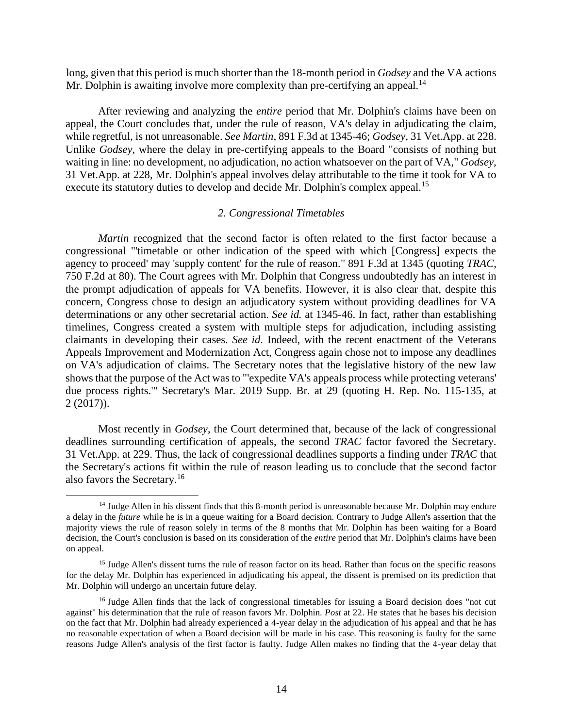long, given that this period is much shorter than the 18-month period in *Godsey* and the VA actions Mr. Dolphin is awaiting involve more complexity than pre-certifying an appeal.[14]

After reviewing and analyzing the *entire* period that Mr. Dolphin's claims have been on appeal, the Court concludes that, under the rule of reason, VA's delay in adjudicating the claim, while regretful, is not unreasonable. *See Martin*, 891 F.3d at 1345-46; *Godsey*, 31 Vet.App. at 228. Unlike *Godsey*, where the delay in pre-certifying appeals to the Board "consists of nothing but waiting in line: no development, no adjudication, no action whatsoever on the part of VA," *Godsey*, 31 Vet.App. at 228, Mr. Dolphin's appeal involves delay attributable to the time it took for VA to execute its statutory duties to develop and decide Mr. Dolphin's complex appeal.[15]

*2. Congressional Timetables*

*Martin* recognized that the second factor is often related to the first factor because a congressional "'timetable or other indication of the speed with which [Congress] expects the agency to proceed' may 'supply content' for the rule of reason." 891 F.3d at 1345 (quoting *TRAC*, 750 F.2d at 80). The Court agrees with Mr. Dolphin that Congress undoubtedly has an interest in the prompt adjudication of appeals for VA benefits. However, it is also clear that, despite this concern, Congress chose to design an adjudicatory system without providing deadlines for VA determinations or any other secretarial action. *See id.* at 1345-46. In fact, rather than establishing timelines, Congress created a system with multiple steps for adjudication, including assisting claimants in developing their cases. *See id*. Indeed, with the recent enactment of the Veterans Appeals Improvement and Modernization Act, Congress again chose not to impose any deadlines on VA's adjudication of claims. The Secretary notes that the legislative history of the new law shows that the purpose of the Act was to "'expedite VA's appeals process while protecting veterans' due process rights.'" Secretary's Mar. 2019 Supp. Br. at 29 (quoting H. Rep. No. 115-135, at 2 (2017)).

Most recently in *Godsey*, the Court determined that, because of the lack of congressional deadlines surrounding certification of appeals, the second *TRAC* factor favored the Secretary. 31 Vet.App. at 229. Thus, the lack of congressional deadlines supports a finding under *TRAC* that the Secretary's actions fit within the rule of reason leading us to conclude that the second factor also favors the Secretary.[16]

---

[14] Judge Allen in his dissent finds that this 8-month period is unreasonable because Mr. Dolphin may endure a delay in the *future* while he is in a queue waiting for a Board decision. Contrary to Judge Allen's assertion that the majority views the rule of reason solely in terms of the 8 months that Mr. Dolphin has been waiting for a Board decision, the Court's conclusion is based on its consideration of the *entire* period that Mr. Dolphin's claims have been on appeal.

[15] Judge Allen's dissent turns the rule of reason factor on its head. Rather than focus on the specific reasons for the delay Mr. Dolphin has experienced in adjudicating his appeal, the dissent is premised on its prediction that Mr. Dolphin will undergo an uncertain future delay.

[16] Judge Allen finds that the lack of congressional timetables for issuing a Board decision does "not cut against" his determination that the rule of reason favors Mr. Dolphin. *Post* at 22. He states that he bases his decision on the fact that Mr. Dolphin had already experienced a 4-year delay in the adjudication of his appeal and that he has no reasonable expectation of when a Board decision will be made in his case. This reasoning is faulty for the same reasons Judge Allen's analysis of the first factor is faulty. Judge Allen makes no finding that the 4-year delay that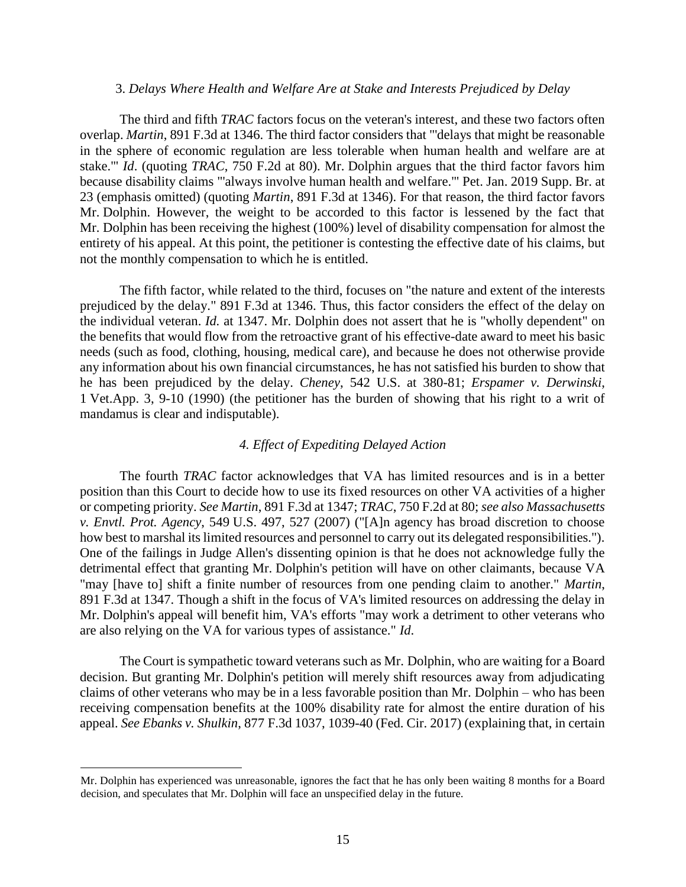### 3. *Delays Where Health and Welfare Are at Stake and Interests Prejudiced by Delay*

The third and fifth *TRAC* factors focus on the veteran's interest, and these two factors often overlap. *Martin*, 891 F.3d at 1346. The third factor considers that "'delays that might be reasonable in the sphere of economic regulation are less tolerable when human health and welfare are at stake.'" *Id*. (quoting *TRAC*, 750 F.2d at 80). Mr. Dolphin argues that the third factor favors him because disability claims "'always involve human health and welfare.'" Pet. Jan. 2019 Supp. Br. at 23 (emphasis omitted) (quoting *Martin*, 891 F.3d at 1346). For that reason, the third factor favors Mr. Dolphin. However, the weight to be accorded to this factor is lessened by the fact that Mr. Dolphin has been receiving the highest (100%) level of disability compensation for almost the entirety of his appeal. At this point, the petitioner is contesting the effective date of his claims, but not the monthly compensation to which he is entitled.

The fifth factor, while related to the third, focuses on "the nature and extent of the interests prejudiced by the delay." 891 F.3d at 1346. Thus, this factor considers the effect of the delay on the individual veteran. *Id.* at 1347. Mr. Dolphin does not assert that he is "wholly dependent" on the benefits that would flow from the retroactive grant of his effective-date award to meet his basic needs (such as food, clothing, housing, medical care), and because he does not otherwise provide any information about his own financial circumstances, he has not satisfied his burden to show that he has been prejudiced by the delay. *Cheney*, 542 U.S. at 380-81; *Erspamer v. Derwinski*, 1 Vet.App. 3, 9-10 (1990) (the petitioner has the burden of showing that his right to a writ of mandamus is clear and indisputable).

### *4. Effect of Expediting Delayed Action*

The fourth *TRAC* factor acknowledges that VA has limited resources and is in a better position than this Court to decide how to use its fixed resources on other VA activities of a higher or competing priority. *See Martin*, 891 F.3d at 1347; *TRAC*, 750 F.2d at 80; *see also Massachusetts v. Envtl. Prot. Agency*, 549 U.S. 497, 527 (2007) ("[A]n agency has broad discretion to choose how best to marshal its limited resources and personnel to carry out its delegated responsibilities."). One of the failings in Judge Allen's dissenting opinion is that he does not acknowledge fully the detrimental effect that granting Mr. Dolphin's petition will have on other claimants, because VA "may [have to] shift a finite number of resources from one pending claim to another." *Martin*, 891 F.3d at 1347. Though a shift in the focus of VA's limited resources on addressing the delay in Mr. Dolphin's appeal will benefit him, VA's efforts "may work a detriment to other veterans who are also relying on the VA for various types of assistance." *Id*.

The Court is sympathetic toward veterans such as Mr. Dolphin, who are waiting for a Board decision. But granting Mr. Dolphin's petition will merely shift resources away from adjudicating claims of other veterans who may be in a less favorable position than Mr. Dolphin – who has been receiving compensation benefits at the 100% disability rate for almost the entire duration of his appeal. *See Ebanks v. Shulkin*, 877 F.3d 1037, 1039-40 (Fed. Cir. 2017) (explaining that, in certain

---

Mr. Dolphin has experienced was unreasonable, ignores the fact that he has only been waiting 8 months for a Board decision, and speculates that Mr. Dolphin will face an unspecified delay in the future.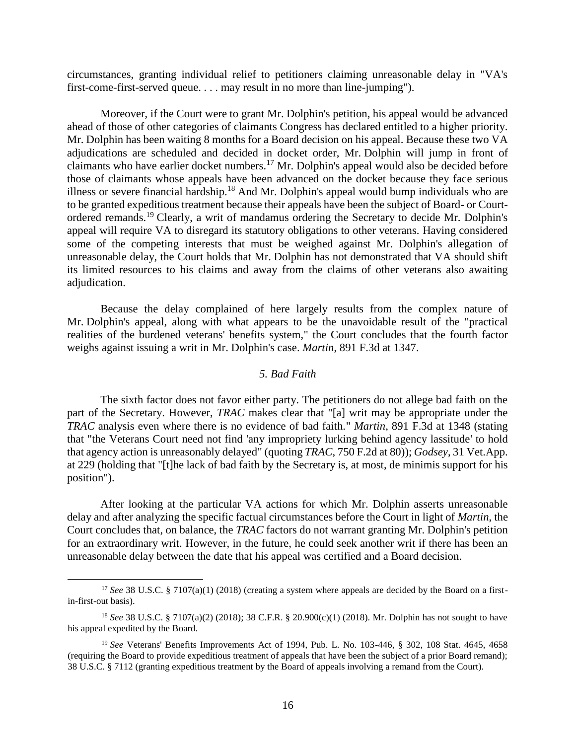circumstances, granting individual relief to petitioners claiming unreasonable delay in "VA's first-come-first-served queue. . . . may result in no more than line-jumping").

Moreover, if the Court were to grant Mr. Dolphin's petition, his appeal would be advanced ahead of those of other categories of claimants Congress has declared entitled to a higher priority. Mr. Dolphin has been waiting 8 months for a Board decision on his appeal. Because these two VA adjudications are scheduled and decided in docket order, Mr. Dolphin will jump in front of claimants who have earlier docket numbers.[17] Mr. Dolphin's appeal would also be decided before those of claimants whose appeals have been advanced on the docket because they face serious illness or severe financial hardship.[18] And Mr. Dolphin's appeal would bump individuals who are to be granted expeditious treatment because their appeals have been the subject of Board- or Court-ordered remands.[19] Clearly, a writ of mandamus ordering the Secretary to decide Mr. Dolphin's appeal will require VA to disregard its statutory obligations to other veterans. Having considered some of the competing interests that must be weighed against Mr. Dolphin's allegation of unreasonable delay, the Court holds that Mr. Dolphin has not demonstrated that VA should shift its limited resources to his claims and away from the claims of other veterans also awaiting adjudication.

Because the delay complained of here largely results from the complex nature of Mr. Dolphin's appeal, along with what appears to be the unavoidable result of the "practical realities of the burdened veterans' benefits system," the Court concludes that the fourth factor weighs against issuing a writ in Mr. Dolphin's case. *Martin*, 891 F.3d at 1347.

### *5. Bad Faith*

The sixth factor does not favor either party. The petitioners do not allege bad faith on the part of the Secretary. However, *TRAC* makes clear that "[a] writ may be appropriate under the *TRAC* analysis even where there is no evidence of bad faith." *Martin*, 891 F.3d at 1348 (stating that "the Veterans Court need not find 'any impropriety lurking behind agency lassitude' to hold that agency action is unreasonably delayed" (quoting *TRAC*, 750 F.2d at 80)); *Godsey*, 31 Vet.App. at 229 (holding that "[t]he lack of bad faith by the Secretary is, at most, de minimis support for his position").

After looking at the particular VA actions for which Mr. Dolphin asserts unreasonable delay and after analyzing the specific factual circumstances before the Court in light of *Martin*, the Court concludes that, on balance, the *TRAC* factors do not warrant granting Mr. Dolphin's petition for an extraordinary writ. However, in the future, he could seek another writ if there has been an unreasonable delay between the date that his appeal was certified and a Board decision.

---

[17] *See* 38 U.S.C. § 7107(a)(1) (2018) (creating a system where appeals are decided by the Board on a first-in-first-out basis).

[18] *See* 38 U.S.C. § 7107(a)(2) (2018); 38 C.F.R. § 20.900(c)(1) (2018). Mr. Dolphin has not sought to have his appeal expedited by the Board.

[19] *See* Veterans' Benefits Improvements Act of 1994, Pub. L. No. 103-446, § 302, 108 Stat. 4645, 4658 (requiring the Board to provide expeditious treatment of appeals that have been the subject of a prior Board remand); 38 U.S.C. § 7112 (granting expeditious treatment by the Board of appeals involving a remand from the Court).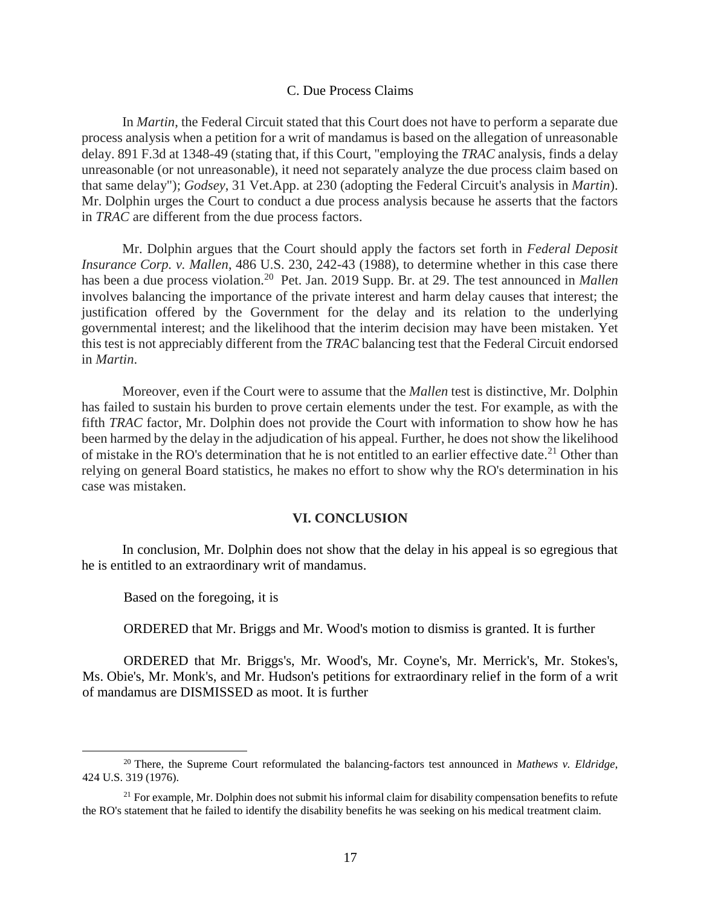### C. Due Process Claims

In *Martin*, the Federal Circuit stated that this Court does not have to perform a separate due process analysis when a petition for a writ of mandamus is based on the allegation of unreasonable delay. 891 F.3d at 1348-49 (stating that, if this Court, "employing the *TRAC* analysis, finds a delay unreasonable (or not unreasonable), it need not separately analyze the due process claim based on that same delay"); *Godsey*, 31 Vet.App. at 230 (adopting the Federal Circuit's analysis in *Martin*). Mr. Dolphin urges the Court to conduct a due process analysis because he asserts that the factors in *TRAC* are different from the due process factors.

Mr. Dolphin argues that the Court should apply the factors set forth in *Federal Deposit Insurance Corp. v. Mallen*, 486 U.S. 230, 242-43 (1988), to determine whether in this case there has been a due process violation.[20] Pet. Jan. 2019 Supp. Br. at 29. The test announced in *Mallen* involves balancing the importance of the private interest and harm delay causes that interest; the justification offered by the Government for the delay and its relation to the underlying governmental interest; and the likelihood that the interim decision may have been mistaken. Yet this test is not appreciably different from the *TRAC* balancing test that the Federal Circuit endorsed in *Martin*.

Moreover, even if the Court were to assume that the *Mallen* test is distinctive, Mr. Dolphin has failed to sustain his burden to prove certain elements under the test. For example, as with the fifth *TRAC* factor, Mr. Dolphin does not provide the Court with information to show how he has been harmed by the delay in the adjudication of his appeal. Further, he does not show the likelihood of mistake in the RO's determination that he is not entitled to an earlier effective date.[21] Other than relying on general Board statistics, he makes no effort to show why the RO's determination in his case was mistaken.

## VI. CONCLUSION

In conclusion, Mr. Dolphin does not show that the delay in his appeal is so egregious that he is entitled to an extraordinary writ of mandamus.

Based on the foregoing, it is

ORDERED that Mr. Briggs and Mr. Wood's motion to dismiss is granted. It is further

ORDERED that Mr. Briggs's, Mr. Wood's, Mr. Coyne's, Mr. Merrick's, Mr. Stokes's, Ms. Obie's, Mr. Monk's, and Mr. Hudson's petitions for extraordinary relief in the form of a writ of mandamus are DISMISSED as moot. It is further

---

[20] There, the Supreme Court reformulated the balancing-factors test announced in *Mathews v. Eldridge*, 424 U.S. 319 (1976).

[21] For example, Mr. Dolphin does not submit his informal claim for disability compensation benefits to refute the RO's statement that he failed to identify the disability benefits he was seeking on his medical treatment claim.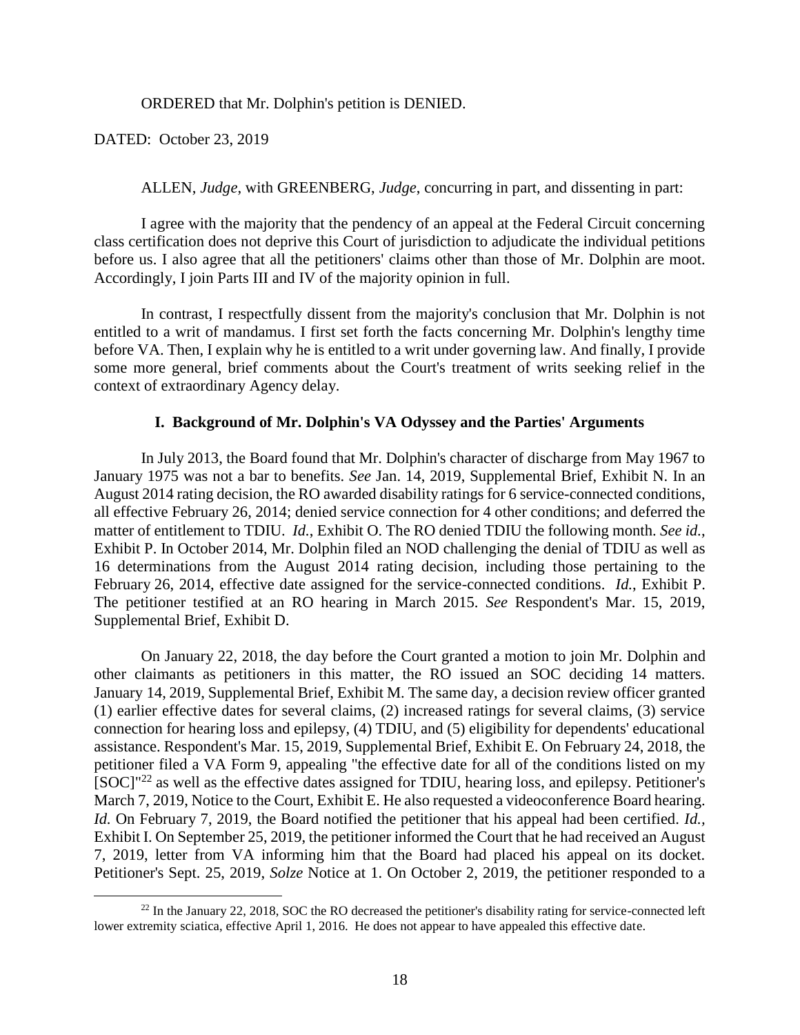ORDERED that Mr. Dolphin's petition is DENIED.

DATED: October 23, 2019

ALLEN, *Judge*, with GREENBERG, *Judge*, concurring in part, and dissenting in part:

I agree with the majority that the pendency of an appeal at the Federal Circuit concerning class certification does not deprive this Court of jurisdiction to adjudicate the individual petitions before us. I also agree that all the petitioners' claims other than those of Mr. Dolphin are moot. Accordingly, I join Parts III and IV of the majority opinion in full.

In contrast, I respectfully dissent from the majority's conclusion that Mr. Dolphin is not entitled to a writ of mandamus. I first set forth the facts concerning Mr. Dolphin's lengthy time before VA. Then, I explain why he is entitled to a writ under governing law. And finally, I provide some more general, brief comments about the Court's treatment of writs seeking relief in the context of extraordinary Agency delay.

### I. Background of Mr. Dolphin's VA Odyssey and the Parties' Arguments

In July 2013, the Board found that Mr. Dolphin's character of discharge from May 1967 to January 1975 was not a bar to benefits. *See* Jan. 14, 2019, Supplemental Brief, Exhibit N. In an August 2014 rating decision, the RO awarded disability ratings for 6 service-connected conditions, all effective February 26, 2014; denied service connection for 4 other conditions; and deferred the matter of entitlement to TDIU. *Id.*, Exhibit O. The RO denied TDIU the following month. *See id.*, Exhibit P. In October 2014, Mr. Dolphin filed an NOD challenging the denial of TDIU as well as 16 determinations from the August 2014 rating decision, including those pertaining to the February 26, 2014, effective date assigned for the service-connected conditions. *Id.*, Exhibit P. The petitioner testified at an RO hearing in March 2015. *See* Respondent's Mar. 15, 2019, Supplemental Brief, Exhibit D.

On January 22, 2018, the day before the Court granted a motion to join Mr. Dolphin and other claimants as petitioners in this matter, the RO issued an SOC deciding 14 matters. January 14, 2019, Supplemental Brief, Exhibit M. The same day, a decision review officer granted (1) earlier effective dates for several claims, (2) increased ratings for several claims, (3) service connection for hearing loss and epilepsy, (4) TDIU, and (5) eligibility for dependents' educational assistance. Respondent's Mar. 15, 2019, Supplemental Brief, Exhibit E. On February 24, 2018, the petitioner filed a VA Form 9, appealing "the effective date for all of the conditions listed on my [SOC]"[22] as well as the effective dates assigned for TDIU, hearing loss, and epilepsy. Petitioner's March 7, 2019, Notice to the Court, Exhibit E. He also requested a videoconference Board hearing. *Id.* On February 7, 2019, the Board notified the petitioner that his appeal had been certified. *Id.*, Exhibit I. On September 25, 2019, the petitioner informed the Court that he had received an August 7, 2019, letter from VA informing him that the Board had placed his appeal on its docket. Petitioner's Sept. 25, 2019, *Solze* Notice at 1. On October 2, 2019, the petitioner responded to a

---

[22] In the January 22, 2018, SOC the RO decreased the petitioner's disability rating for service-connected left lower extremity sciatica, effective April 1, 2016. He does not appear to have appealed this effective date.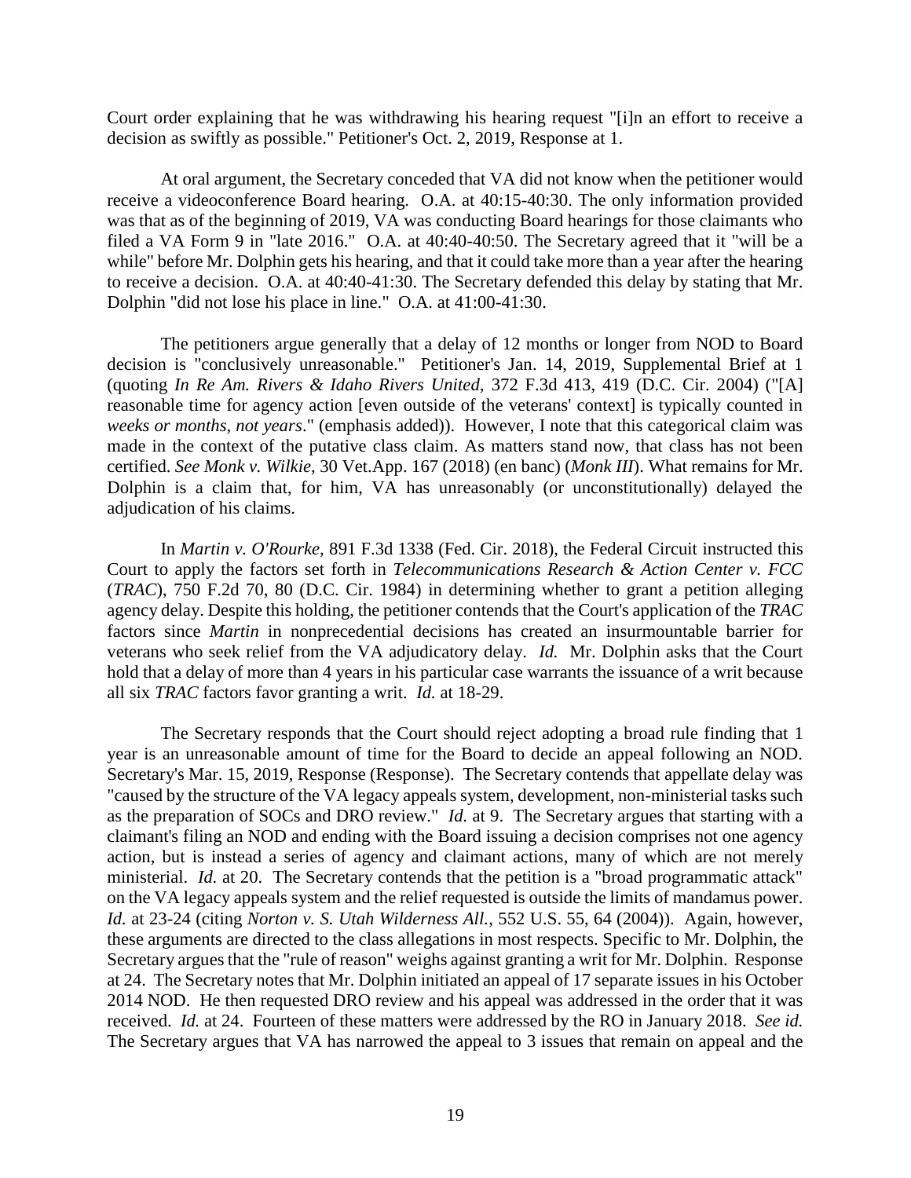Court order explaining that he was withdrawing his hearing request "[i]n an effort to receive a decision as swiftly as possible." Petitioner's Oct. 2, 2019, Response at 1.

At oral argument, the Secretary conceded that VA did not know when the petitioner would receive a videoconference Board hearing. O.A. at 40:15-40:30. The only information provided was that as of the beginning of 2019, VA was conducting Board hearings for those claimants who filed a VA Form 9 in "late 2016." O.A. at 40:40-40:50. The Secretary agreed that it "will be a while" before Mr. Dolphin gets his hearing, and that it could take more than a year after the hearing to receive a decision. O.A. at 40:40-41:30. The Secretary defended this delay by stating that Mr. Dolphin "did not lose his place in line." O.A. at 41:00-41:30.

The petitioners argue generally that a delay of 12 months or longer from NOD to Board decision is "conclusively unreasonable." Petitioner's Jan. 14, 2019, Supplemental Brief at 1 (quoting *In Re Am. Rivers & Idaho Rivers United*, 372 F.3d 413, 419 (D.C. Cir. 2004) ("[A] reasonable time for agency action [even outside of the veterans' context] is typically counted in *weeks or months, not years*." (emphasis added)). However, I note that this categorical claim was made in the context of the putative class claim. As matters stand now, that class has not been certified. *See Monk v. Wilkie*, 30 Vet.App. 167 (2018) (en banc) (*Monk III*). What remains for Mr. Dolphin is a claim that, for him, VA has unreasonably (or unconstitutionally) delayed the adjudication of his claims.

In *Martin v. O'Rourke*, 891 F.3d 1338 (Fed. Cir. 2018), the Federal Circuit instructed this Court to apply the factors set forth in *Telecommunications Research & Action Center v. FCC* (*TRAC*), 750 F.2d 70, 80 (D.C. Cir. 1984) in determining whether grant a petition alleging agency delay. Despite this holding, the petitioner contends that the Court's application of the *TRAC* factors since *Martin* in nonprecedential decisions has created an insurmountable barrier for veterans who seek relief from the VA adjudicatory delay. *Id.* Mr. Dolphin asks that the Court hold that a delay of more than 4 years in his particular case warrants the issuance of a writ because all six *TRAC* factors favor granting a writ. *Id.* at 18-29.

The Secretary responds that the Court should reject adopting a broad rule finding that 1 year is an unreasonable amount of time for the Board to decide an appeal following an NOD. Secretary's Mar. 15, 2019, Response (Response). The Secretary contends that appellate delay was "caused by the structure of the VA legacy appeals system, development, non-ministerial tasks such as the preparation of SOCs and DRO review." *Id.* at 9. The Secretary argues that starting with a claimant's filing an NOD and ending with the Board issuing a decision comprises not one agency action, but is instead a series of agency and claimant actions, many of which are not merely ministerial. *Id.* at 20. The Secretary contends that the petition is a "broad programmatic attack" on the VA legacy appeals system and the relief requested is outside the limits of mandamus power. *Id.* at 23-24 (citing *Norton v. S. Utah Wilderness All.*, 552 U.S. 55, 64 (2004)). Again, however, these arguments are directed to the class allegations in most respects. Specific to Mr. Dolphin, the Secretary argues that the "rule of reason" weighs against granting a writ for Mr. Dolphin. Response at 24. The Secretary notes that Mr. Dolphin initiated an appeal of 17 separate issues in his October 2014 NOD. He then requested DRO review and his appeal was addressed in the order that it was received. *Id.* at 24. Fourteen of these matters were addressed by the RO in January 2018. *See id.* The Secretary argues that VA has narrowed the appeal to 3 issues that remain on appeal and the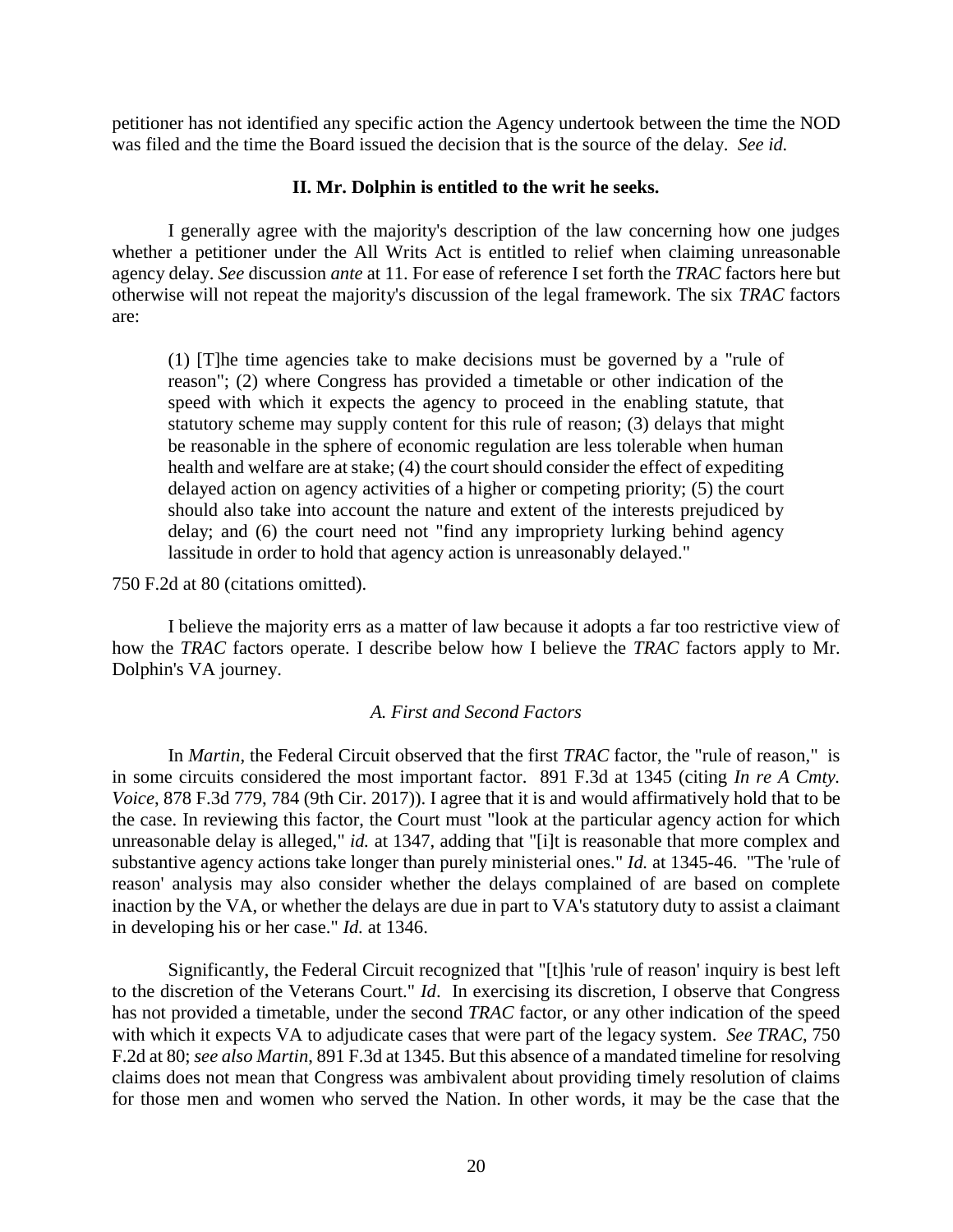petitioner has not identified any specific action the Agency undertook between the time the NOD was filed and the time the Board issued the decision that is the source of the delay. *See id.*

### II. Mr. Dolphin is entitled to the writ he seeks.

I generally agree with the majority's description of the law concerning how one judges whether a petitioner under the All Writs Act is entitled to relief when claiming unreasonable agency delay. *See* discussion *ante* at 11. For ease of reference I set forth the *TRAC* factors here but otherwise will not repeat the majority's discussion of the legal framework. The six *TRAC* factors are:

> (1) [T]he time agencies take to make decisions must be governed by a "rule of reason"; (2) where Congress has provided a timetable or other indication of the speed with which it expects the agency to proceed in the enabling statute, that statutory scheme may supply content for this rule of reason; (3) delays that might be reasonable in the sphere of economic regulation are less tolerable when human health and welfare are at stake; (4) the court should consider the effect of expediting delayed action on agency activities of a higher or competing priority; (5) the court should also take into account the nature and extent of the interests prejudiced by delay; and (6) the court need not "find any impropriety lurking behind agency lassitude in order to hold that agency action is unreasonably delayed."

750 F.2d at 80 (citations omitted).

I believe the majority errs as a matter of law because it adopts a far too restrictive view of how the *TRAC* factors operate. I describe below how I believe the *TRAC* factors apply to Mr. Dolphin's VA journey.

#### *A. First and Second Factors*

In *Martin*, the Federal Circuit observed that the first *TRAC* factor, the "rule of reason," is in some circuits considered the most important factor. 891 F.3d at 1345 (citing *In re A Cmty. Voice*, 878 F.3d 779, 784 (9th Cir. 2017)). I agree that it is and would affirmatively hold that to be the case. In reviewing this factor, the Court must "look at the particular agency action for which unreasonable delay is alleged," *id.* at 1347, adding that "[i]t is reasonable that more complex and substantive agency actions take longer than purely ministerial ones." *Id.* at 1345-46. "The 'rule of reason' analysis may also consider whether the delays complained of are based on complete inaction by the VA, or whether the delays are due in part to VA's statutory duty to assist a claimant in developing his or her case." *Id.* at 1346.

Significantly, the Federal Circuit recognized that "[t]his 'rule of reason' inquiry is best left to the discretion of the Veterans Court." *Id*. In exercising its discretion, I observe that Congress has not provided a timetable, under the second *TRAC* factor, or any other indication of the speed with which it expects VA to adjudicate cases that were part of the legacy system. *See TRAC*, 750 F.2d at 80; *see also Martin*, 891 F.3d at 1345. But this absence of a mandated timeline for resolving claims does not mean that Congress was ambivalent about providing timely resolution of claims for those men and women who served the Nation. In other words, it may be the case that the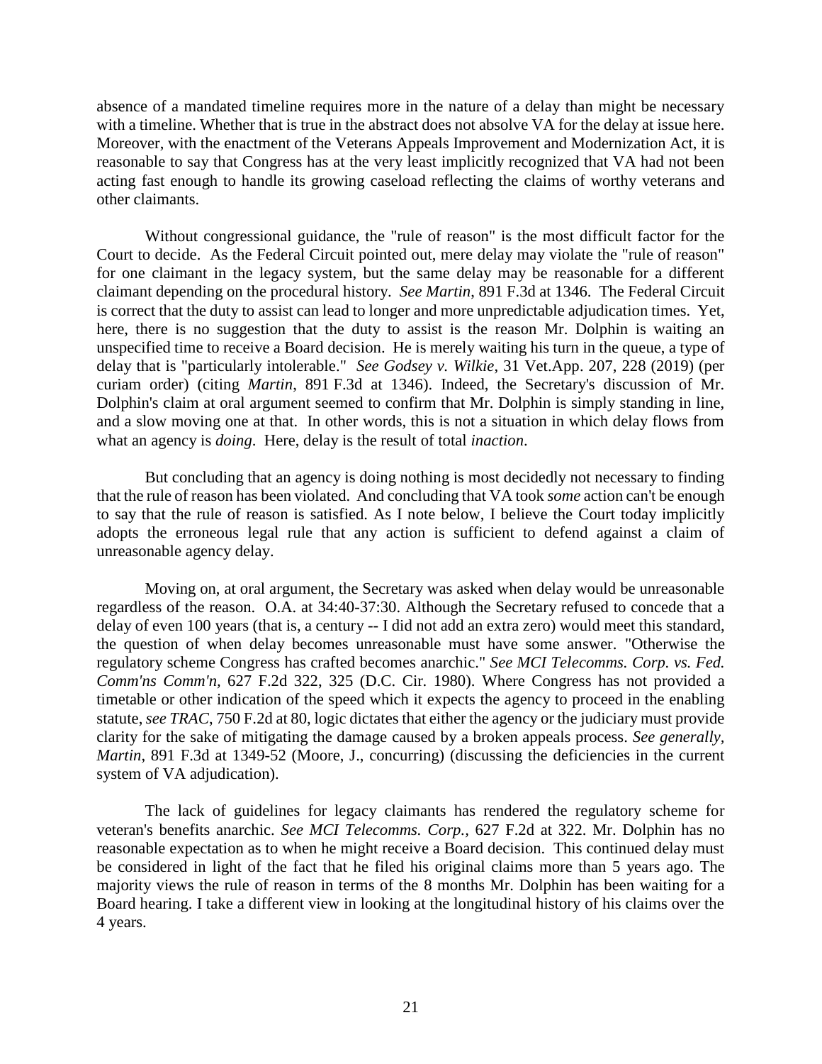absence of a mandated timeline requires more in the nature of a delay than might be necessary with a timeline. Whether that is true in the abstract does not absolve VA for the delay at issue here. Moreover, with the enactment of the Veterans Appeals Improvement and Modernization Act, it is reasonable to say that Congress has at the very least implicitly recognized that VA had not been acting fast enough to handle its growing caseload reflecting the claims of worthy veterans and other claimants.

Without congressional guidance, the "rule of reason" is the most difficult factor for the Court to decide. As the Federal Circuit pointed out, mere delay may violate the "rule of reason" for one claimant in the legacy system, but the same delay may be reasonable for a different claimant depending on the procedural history. *See Martin*, 891 F.3d at 1346. The Federal Circuit is correct that the duty to assist can lead to longer and more unpredictable adjudication times. Yet, here, there is no suggestion that the duty to assist is the reason Mr. Dolphin is waiting an unspecified time to receive a Board decision. He is merely waiting his turn in the queue, a type of delay that is "particularly intolerable." *See Godsey v. Wilkie*, 31 Vet.App. 207, 228 (2019) (per curiam order) (citing *Martin*, 891 F.3d at 1346). Indeed, the Secretary's discussion of Mr. Dolphin's claim at oral argument seemed to confirm that Mr. Dolphin is simply standing in line, and a slow moving one at that. In other words, this is not a situation in which delay flows from what an agency is *doing*. Here, delay is the result of total *inaction*.

But concluding that an agency is doing nothing is most decidedly not necessary to finding that the rule of reason has been violated. And concluding that VA took *some* action can't be enough to say that the rule of reason is satisfied. As I note below, I believe the Court today implicitly adopts the erroneous legal rule that any action is sufficient to defend against a claim of unreasonable agency delay.

Moving on, at oral argument, the Secretary was asked when delay would be unreasonable regardless of the reason. O.A. at 34:40-37:30. Although the Secretary refused to concede that a delay of even 100 years (that is, a century -- I did not add an extra zero) would meet this standard, the question of when delay becomes unreasonable must have some answer. "Otherwise the regulatory scheme Congress has crafted becomes anarchic." *See MCI Telecomms. Corp. vs. Fed. Comm'ns Comm'n*, 627 F.2d 322, 325 (D.C. Cir. 1980). Where Congress has not provided a timetable or other indication of the speed which it expects the agency to proceed in the enabling statute, *see TRAC*, 750 F.2d at 80, logic dictates that either the agency or the judiciary must provide clarity for the sake of mitigating the damage caused by a broken appeals process. *See generally*, *Martin*, 891 F.3d at 1349-52 (Moore, J., concurring) (discussing the deficiencies in the current system of VA adjudication).

The lack of guidelines for legacy claimants has rendered the regulatory scheme for veteran's benefits anarchic. *See MCI Telecomms. Corp.*, 627 F.2d at 322. Mr. Dolphin has no reasonable expectation as to when he might receive a Board decision. This continued delay must be considered in light of the fact that he filed his original claims more than 5 years ago. The majority views the rule of reason in terms of the 8 months Mr. Dolphin has been waiting for a Board hearing. I take a different view in looking at the longitudinal history of his claims over the 4 years.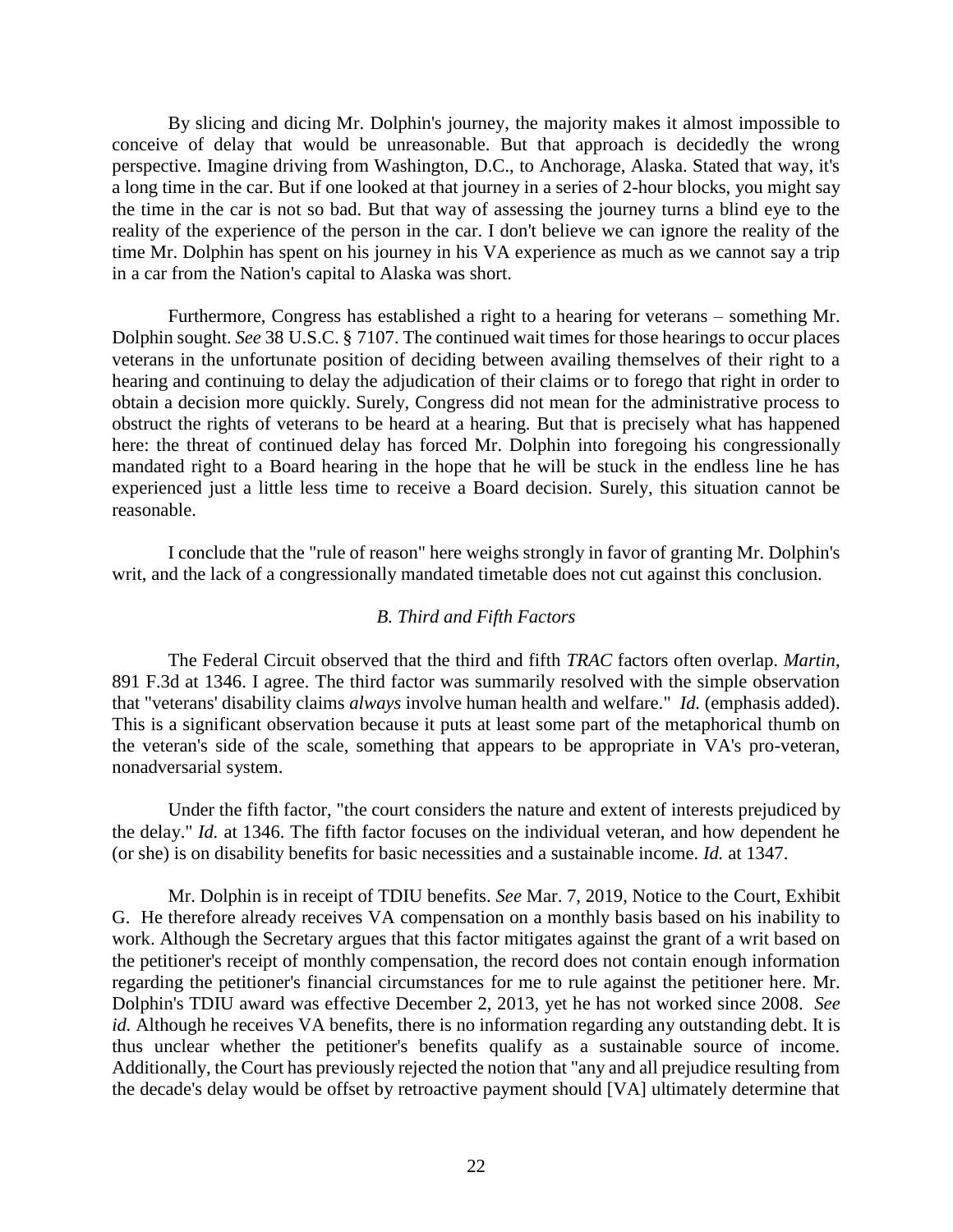By slicing and dicing Mr. Dolphin's journey, the majority makes it almost impossible to conceive of delay that would be unreasonable. But that approach is decidedly the wrong perspective. Imagine driving from Washington, D.C., to Anchorage, Alaska. Stated that way, it's a long time in the car. But if one looked at that journey in a series of 2-hour blocks, you might say the time in the car is not so bad. But that way of assessing the journey turns a blind eye to the reality of the experience of the person in the car. I don't believe we can ignore the reality of the time Mr. Dolphin has spent on his journey in his VA experience as much as we cannot say a trip in a car from the Nation's capital to Alaska was short.

Furthermore, Congress has established a right to a hearing for veterans – something Mr. Dolphin sought. *See* 38 U.S.C. § 7107. The continued wait times for those hearings to occur places veterans in the unfortunate position of deciding between availing themselves of their right to a hearing and continuing to delay the adjudication of their claims or to forego that right in order to obtain a decision more quickly. Surely, Congress did not mean for the administrative process to obstruct the rights of veterans to be heard at a hearing. But that is precisely what has happened here: the threat of continued delay has forced Mr. Dolphin into foregoing his congressionally mandated right to a Board hearing in the hope that he will be stuck in the endless line he has experienced just a little less time to receive a Board decision. Surely, this situation cannot be reasonable.

I conclude that the "rule of reason" here weighs strongly in favor of granting Mr. Dolphin's writ, and the lack of a congressionally mandated timetable does not cut against this conclusion.

### *B. Third and Fifth Factors*

The Federal Circuit observed that the third and fifth *TRAC* factors often overlap. *Martin*, 891 F.3d at 1346. I agree. The third factor was summarily resolved with the simple observation that "veterans' disability claims *always* involve human health and welfare." *Id.* (emphasis added). This is a significant observation because it puts at least some part of the metaphorical thumb on the veteran's side of the scale, something that appears to be appropriate in VA's pro-veteran, nonadversarial system.

Under the fifth factor, "the court considers the nature and extent of interests prejudiced by the delay." *Id.* at 1346. The fifth factor focuses on the individual veteran, and how dependent he (or she) is on disability benefits for basic necessities and a sustainable income. *Id.* at 1347.

Mr. Dolphin is in receipt of TDIU benefits. *See* Mar. 7, 2019, Notice to the Court, Exhibit G. He therefore already receives VA compensation on a monthly basis based on his inability to work. Although the Secretary argues that this factor mitigates against the grant of a writ based on the petitioner's receipt of monthly compensation, the record does not contain enough information regarding the petitioner's financial circumstances for me to rule against the petitioner here. Mr. Dolphin's TDIU award was effective December 2, 2013, yet he has not worked since 2008. *See id.* Although he receives VA benefits, there is no information regarding any outstanding debt. It is thus unclear whether the petitioner's benefits qualify as a sustainable source of income. Additionally, the Court has previously rejected the notion that "any and all prejudice resulting from the decade's delay would be offset by retroactive payment should [VA] ultimately determine that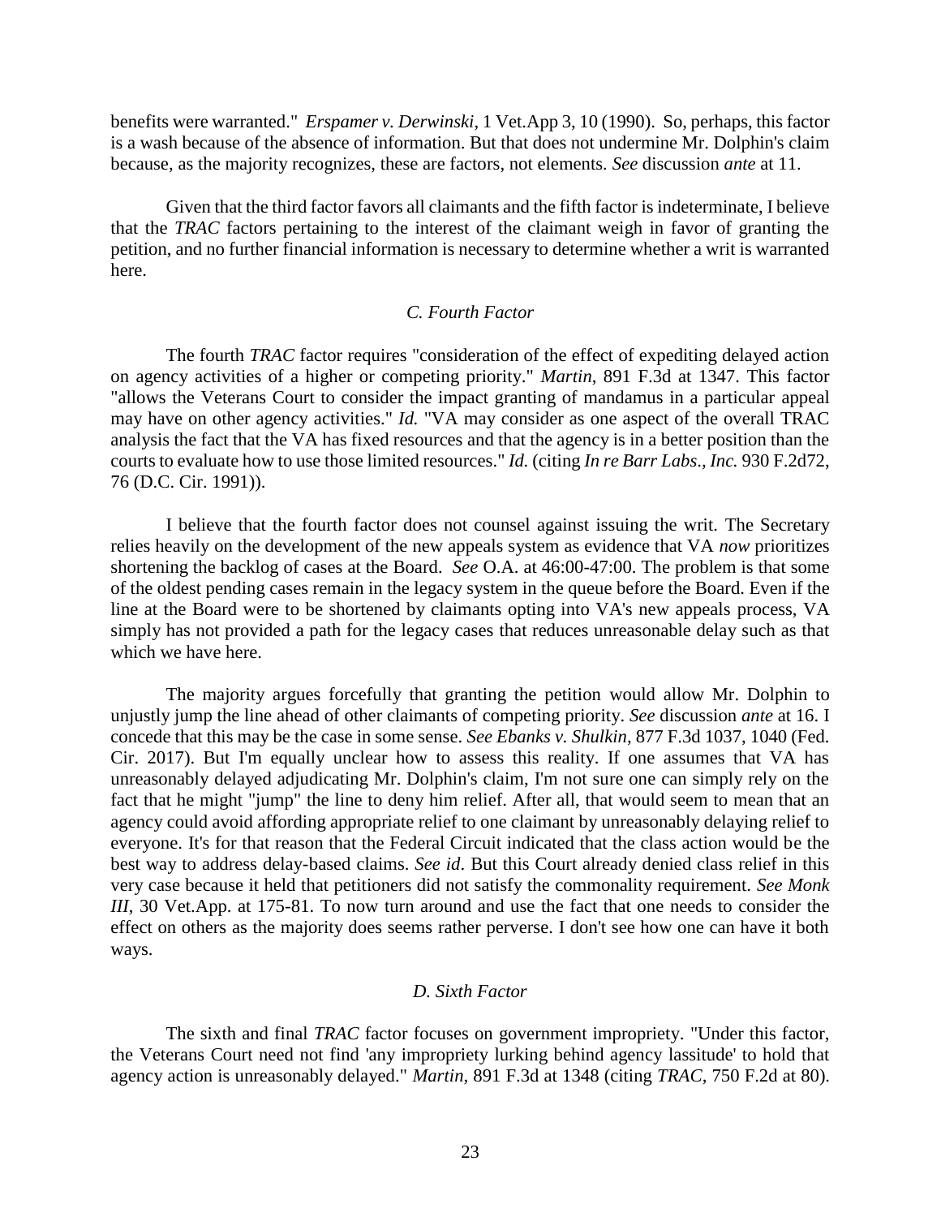benefits were warranted." *Erspamer v. Derwinski*, 1 Vet.App 3, 10 (1990). So, perhaps, this factor is a wash because of the absence of information. But that does not undermine Mr. Dolphin's claim because, as the majority recognizes, these are factors, not elements. *See* discussion *ante* at 11.

Given that the third factor favors all claimants and the fifth factor is indeterminate, I believe that the *TRAC* factors pertaining to the interest of the claimant weigh in favor of granting the petition, and no further financial information is necessary to determine whether a writ is warranted here.

### *C. Fourth Factor*

The fourth *TRAC* factor requires "consideration of the effect of expediting delayed action on agency activities of a higher or competing priority." *Martin*, 891 F.3d at 1347. This factor "allows the Veterans Court to consider the impact granting of mandamus in a particular appeal may have on other agency activities." *Id.* "VA may consider as one aspect of the overall TRAC analysis the fact that the VA has fixed resources and that the agency is in a better position than the courts to evaluate how to use those limited resources." *Id.* (citing *In re Barr Labs., Inc.* 930 F.2d72, 76 (D.C. Cir. 1991)).

I believe that the fourth factor does not counsel against issuing the writ. The Secretary relies heavily on the development of the new appeals system as evidence that VA *now* prioritizes shortening the backlog of cases at the Board. *See* O.A. at 46:00-47:00. The problem is that some of the oldest pending cases remain in the legacy system in the queue before the Board. Even if the line at the Board were to be shortened by claimants opting into VA's new appeals process, VA simply has not provided a path for the legacy cases that reduces unreasonable delay such as that which we have here.

The majority argues forcefully that granting the petition would allow Mr. Dolphin to unjustly jump the line ahead of other claimants of competing priority. *See* discussion *ante* at 16. I concede that this may be the case in some sense. *See Ebanks v. Shulkin*, 877 F.3d 1037, 1040 (Fed. Cir. 2017). But I'm equally unclear how to assess this reality. If one assumes that VA has unreasonably delayed adjudicating Mr. Dolphin's claim, I'm not sure one can simply rely on the fact that he might "jump" the line to deny him relief. After all, that would seem to mean that an agency could avoid affording appropriate relief to one claimant by unreasonably delaying relief to everyone. It's for that reason that the Federal Circuit indicated that the class action would be the best way to address delay-based claims. *See id*. But this Court already denied class relief in this very case because it held that petitioners did not satisfy the commonality requirement. *See Monk III*, 30 Vet.App. at 175-81. To now turn around and use the fact that one needs to consider the effect on others as the majority does seems rather perverse. I don't see how one can have it both ways.

### *D. Sixth Factor*

The sixth and final *TRAC* factor focuses on government impropriety. "Under this factor, the Veterans Court need not find 'any impropriety lurking behind agency lassitude' to hold that agency action is unreasonably delayed." *Martin*, 891 F.3d at 1348 (citing *TRAC*, 750 F.2d at 80).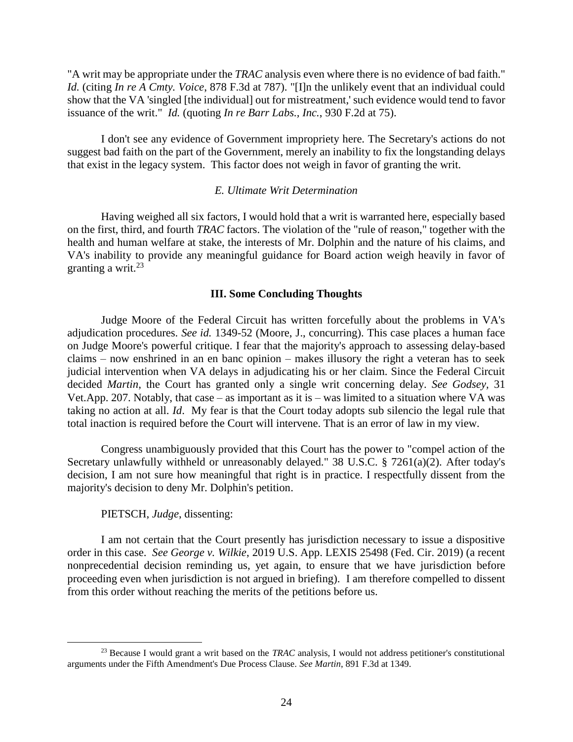"A writ may be appropriate under the *TRAC* analysis even where there is no evidence of bad faith." *Id.* (citing *In re A Cmty. Voice*, 878 F.3d at 787). "[I]n the unlikely event that an individual could show that the VA 'singled [the individual] out for mistreatment,' such evidence would tend to favor issuance of the writ." *Id.* (quoting *In re Barr Labs., Inc.*, 930 F.2d at 75).

I don't see any evidence of Government impropriety here. The Secretary's actions do not suggest bad faith on the part of the Government, merely an inability to fix the longstanding delays that exist in the legacy system. This factor does not weigh in favor of granting the writ.

*E. Ultimate Writ Determination*

Having weighed all six factors, I would hold that a writ is warranted here, especially based on the first, third, and fourth *TRAC* factors. The violation of the "rule of reason," together with the health and human welfare at stake, the interests of Mr. Dolphin and the nature of his claims, and VA's inability to provide any meaningful guidance for Board action weigh heavily in favor of granting a writ.[23]

**III. Some Concluding Thoughts**

Judge Moore of the Federal Circuit has written forcefully about the problems in VA's adjudication procedures. *See id.* 1349-52 (Moore, J., concurring). This case places a human face on Judge Moore's powerful critique. I fear that the majority's approach to assessing delay-based claims – now enshrined in an en banc opinion – makes illusory the right a veteran has to seek judicial intervention when VA delays in adjudicating his or her claim. Since the Federal Circuit decided *Martin*, the Court has granted only a single writ concerning delay. *See Godsey,* 31 Vet.App. 207. Notably, that case – as important as it is – was limited to a situation where VA was taking no action at all. *Id*. My fear is that the Court today adopts sub silencio the legal rule that total inaction is required before the Court will intervene. That is an error of law in my view.

Congress unambiguously provided that this Court has the power to "compel action of the Secretary unlawfully withheld or unreasonably delayed." 38 U.S.C. § 7261(a)(2). After today's decision, I am not sure how meaningful that right is in practice. I respectfully dissent from the majority's decision to deny Mr. Dolphin's petition.

PIETSCH, *Judge*, dissenting:

I am not certain that the Court presently has jurisdiction necessary to issue a dispositive order in this case. *See George v. Wilkie*, 2019 U.S. App. LEXIS 25498 (Fed. Cir. 2019) (a recent nonprecedential decision reminding us, yet again, to ensure that we have jurisdiction before proceeding even when jurisdiction is not argued in briefing). I am therefore compelled to dissent from this order without reaching the merits of the petitions before us.

---

[23] Because I would grant a writ based on the *TRAC* analysis, I would not address petitioner's constitutional arguments under the Fifth Amendment's Due Process Clause. *See Martin*, 891 F.3d at 1349.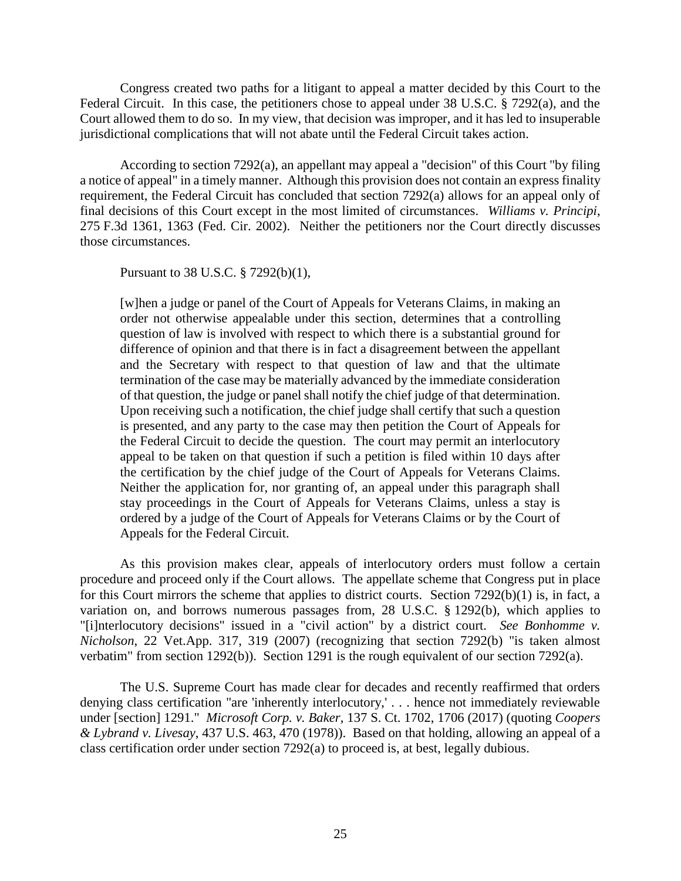Congress created two paths for a litigant to appeal a matter decided by this Court to the Federal Circuit. In this case, the petitioners chose to appeal under 38 U.S.C. § 7292(a), and the Court allowed them to do so. In my view, that decision was improper, and it has led to insuperable jurisdictional complications that will not abate until the Federal Circuit takes action.

According to section 7292(a), an appellant may appeal a "decision" of this Court "by filing a notice of appeal" in a timely manner. Although this provision does not contain an express finality requirement, the Federal Circuit has concluded that section 7292(a) allows for an appeal only of final decisions of this Court except in the most limited of circumstances. *Williams v. Principi*, 275 F.3d 1361, 1363 (Fed. Cir. 2002). Neither the petitioners nor the Court directly discusses those circumstances.

Pursuant to 38 U.S.C. § 7292(b)(1),

> [w]hen a judge or panel of the Court of Appeals for Veterans Claims, in making an order not otherwise appealable under this section, determines that a controlling question of law is involved with respect to which there is a substantial ground for difference of opinion and that there is in fact a disagreement between the appellant and the Secretary with respect to that question of law and that the ultimate termination of the case may be materially advanced by the immediate consideration of that question, the judge or panel shall notify the chief judge of that determination. Upon receiving such a notification, the chief judge shall certify that such a question is presented, and any party to the case may then petition the Court of Appeals for the Federal Circuit to decide the question. The court may permit an interlocutory appeal to be taken on that question if such a petition is filed within 10 days after the certification by the chief judge of the Court of Appeals for Veterans Claims. Neither the application for, nor granting of, an appeal under this paragraph shall stay proceedings in the Court of Appeals for Veterans Claims, unless a stay is ordered by a judge of the Court of Appeals for Veterans Claims or by the Court of Appeals for the Federal Circuit.

As this provision makes clear, appeals of interlocutory orders must follow a certain procedure and proceed only if the Court allows. The appellate scheme that Congress put in place for this Court mirrors the scheme that applies to district courts. Section 7292(b)(1) is, in fact, a variation on, and borrows numerous passages from, 28 U.S.C. § 1292(b), which applies to "[i]nterlocutory decisions" issued in a "civil action" by a district court. *See Bonhomme v. Nicholson*, 22 Vet.App. 317, 319 (2007) (recognizing that section 7292(b) "is taken almost verbatim" from section 1292(b)). Section 1291 is the rough equivalent of our section 7292(a).

The U.S. Supreme Court has made clear for decades and recently reaffirmed that orders denying class certification "are 'inherently interlocutory,' . . . hence not immediately reviewable under [section] 1291." *Microsoft Corp. v. Baker*, 137 S. Ct. 1702, 1706 (2017) (quoting *Coopers & Lybrand v. Livesay*, 437 U.S. 463, 470 (1978)). Based on that holding, allowing an appeal of a class certification order under section 7292(a) to proceed is, at best, legally dubious.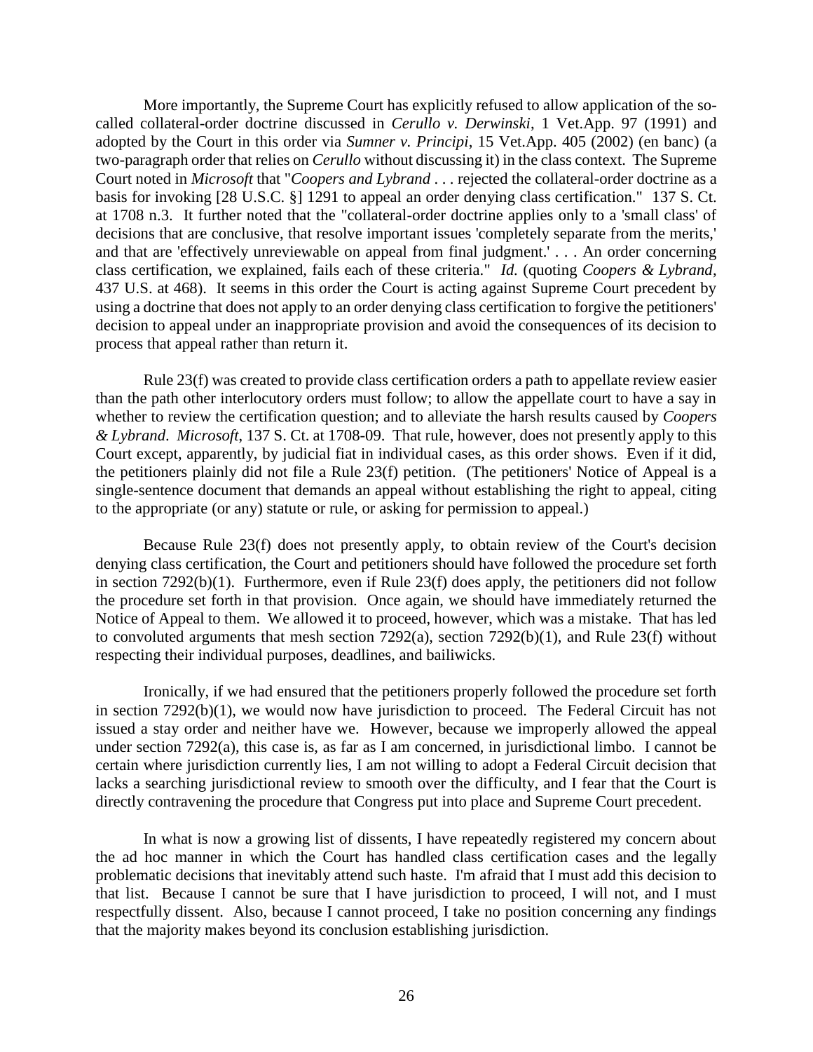More importantly, the Supreme Court has explicitly refused to allow application of the so-called collateral-order doctrine discussed in *Cerullo v. Derwinski*, 1 Vet.App. 97 (1991) and adopted by the Court in this order via *Sumner v. Principi*, 15 Vet.App. 405 (2002) (en banc) (a two-paragraph order that relies on *Cerullo* without discussing it) in the class context. The Supreme Court noted in *Microsoft* that "*Coopers and Lybrand* . . . rejected the collateral-order doctrine as a basis for invoking [28 U.S.C. §] 1291 to appeal an order denying class certification." 137 S. Ct. at 1708 n.3. It further noted that the "collateral-order doctrine applies only to a 'small class' of decisions that are conclusive, that resolve important issues 'completely separate from the merits,' and that are 'effectively unreviewable on appeal from final judgment.' . . . An order concerning class certification, we explained, fails each of these criteria." *Id.* (quoting *Coopers & Lybrand*, 437 U.S. at 468). It seems in this order the Court is acting against Supreme Court precedent by using a doctrine that does not apply to an order denying class certification to forgive the petitioners' decision to appeal under an inappropriate provision and avoid the consequences of its decision to process that appeal rather than return it.

Rule 23(f) was created to provide class certification orders a path to appellate review easier than the path other interlocutory orders must follow; to allow the appellate court to have a say in whether to review the certification question; and to alleviate the harsh results caused by *Coopers & Lybrand*. *Microsoft*, 137 S. Ct. at 1708-09. That rule, however, does not presently apply to this Court except, apparently, by judicial fiat in individual cases, as this order shows. Even if it did, the petitioners plainly did not file a Rule 23(f) petition. (The petitioners' Notice of Appeal is a single-sentence document that demands an appeal without establishing the right to appeal, citing to the appropriate (or any) statute or rule, or asking for permission to appeal.)

Because Rule 23(f) does not presently apply, to obtain review of the Court's decision denying class certification, the Court and petitioners should have followed the procedure set forth in section 7292(b)(1). Furthermore, even if Rule 23(f) does apply, the petitioners did not follow the procedure set forth in that provision. Once again, we should have immediately returned the Notice of Appeal to them. We allowed it to proceed, however, which was a mistake. That has led to convoluted arguments that mesh section 7292(a), section 7292(b)(1), and Rule 23(f) without respecting their individual purposes, deadlines, and bailiwicks.

Ironically, if we had ensured that the petitioners properly followed the procedure set forth in section 7292(b)(1), we would now have jurisdiction to proceed. The Federal Circuit has not issued a stay order and neither have we. However, because we improperly allowed the appeal under section 7292(a), this case is, as far as I am concerned, in jurisdictional limbo. I cannot be certain where jurisdiction currently lies, I am not willing to adopt a Federal Circuit decision that lacks a searching jurisdictional review to smooth over the difficulty, and I fear that the Court is directly contravening the procedure that Congress put into place and Supreme Court precedent.

In what is now a growing list of dissents, I have repeatedly registered my concern about the ad hoc manner in which the Court has handled class certification cases and the legally problematic decisions that inevitably attend such haste. I'm afraid that I must add this decision to that list. Because I cannot be sure that I have jurisdiction to proceed, I will not, and I must respectfully dissent. Also, because I cannot proceed, I take no position concerning any findings that the majority makes beyond its conclusion establishing jurisdiction.